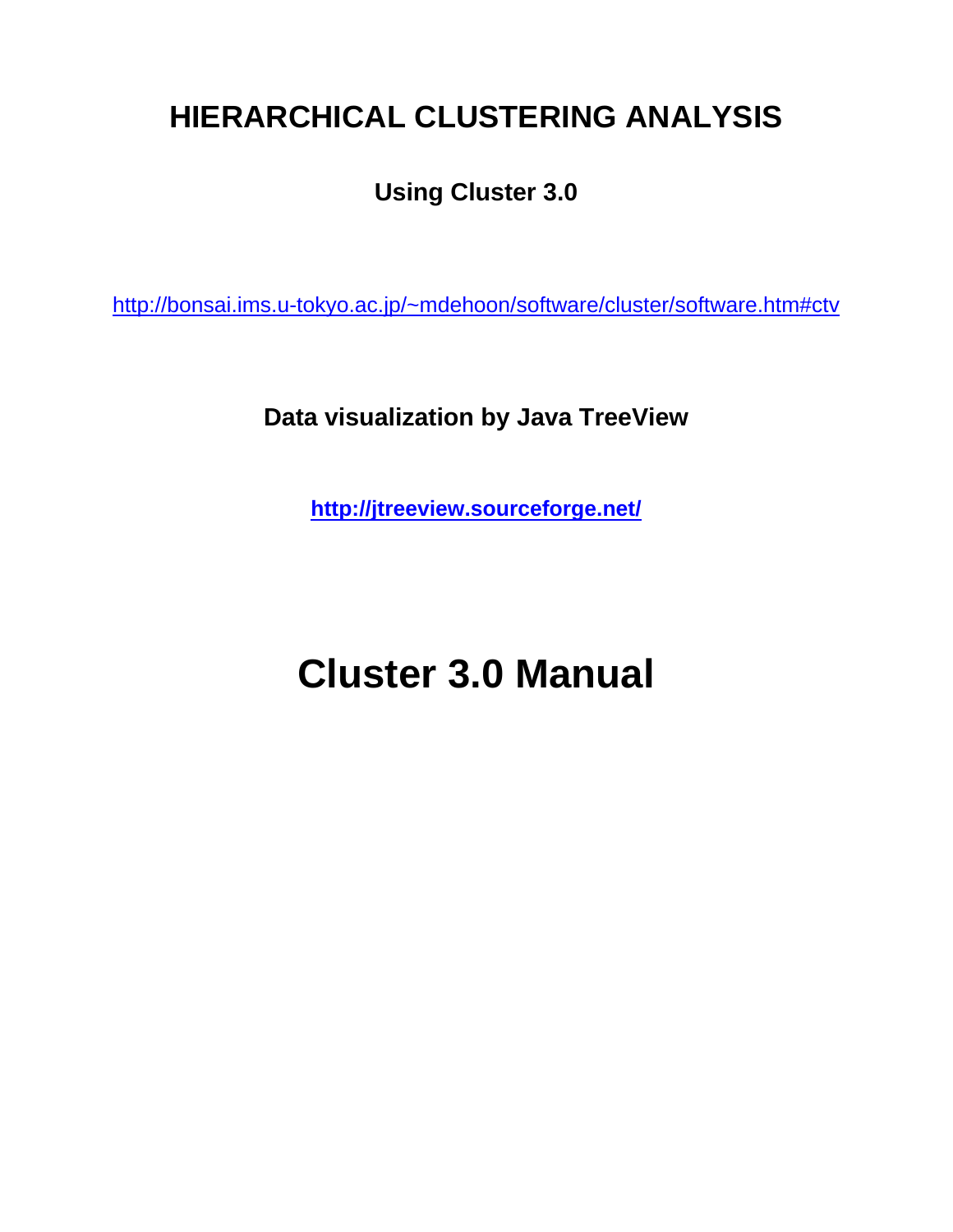# HIERARCHICAL CLUSTERING ANALYSIS

**Using Cluster 3.0**

http://bonsai.ims.u-tokyo.ac.jp/~mdehoon/software/cluster/software.htm#ctv

**Data visualization by Java TreeView**

**http://jtreeview.sourceforge.net/**

# Cluster 3.0 Manual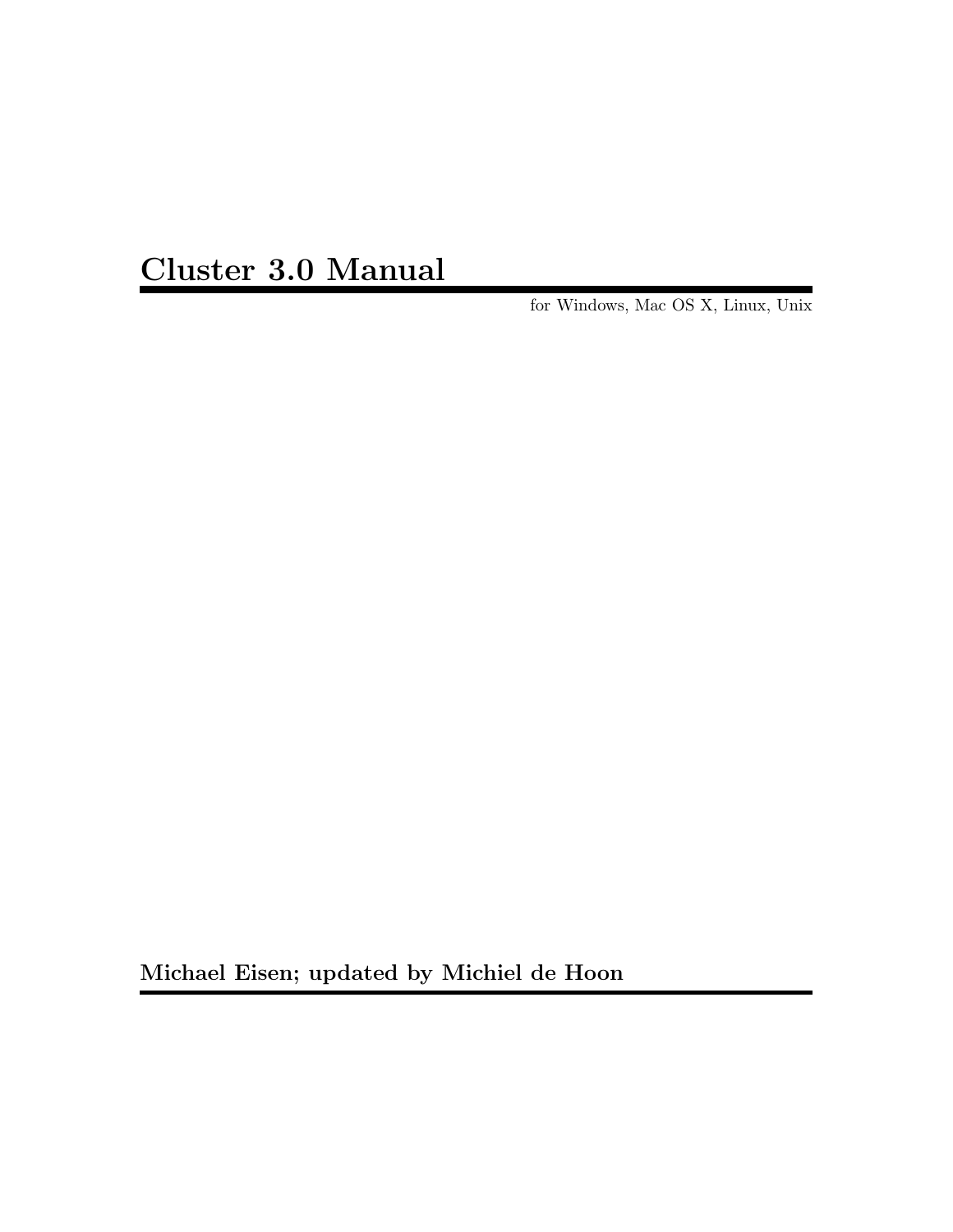# Cluster 3.0 Manual

for Windows, Mac OS X, Linux, Unix

**Michael Eisen; updated by Michiel de Hoon**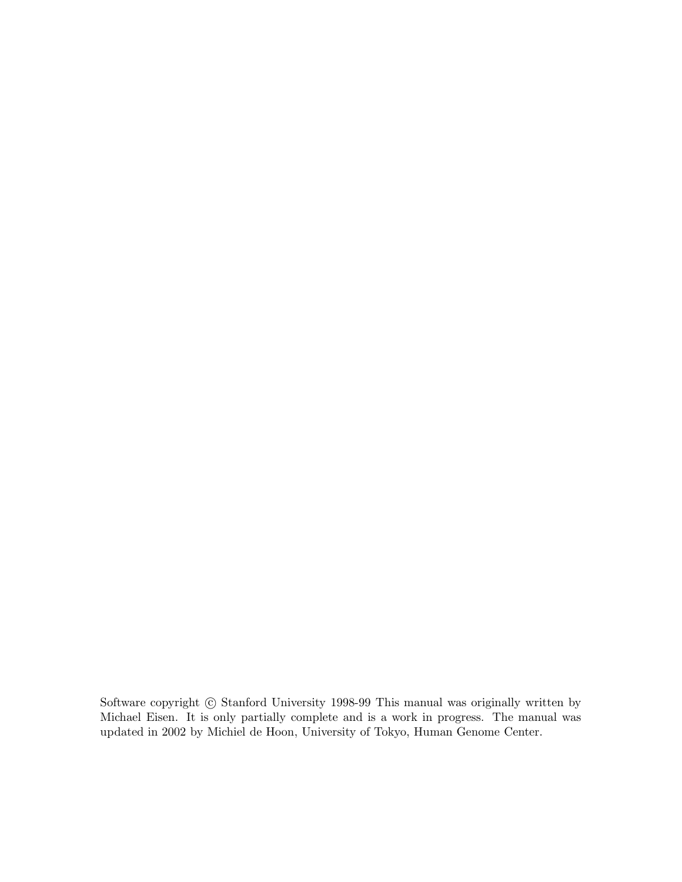Software copyright © Stanford University 1998-99 This manual was originally written by Michael Eisen. It is only partially complete and is a work in progress. The manual was updated in 2002 by Michiel de Hoon, University of Tokyo, Human Genome Center.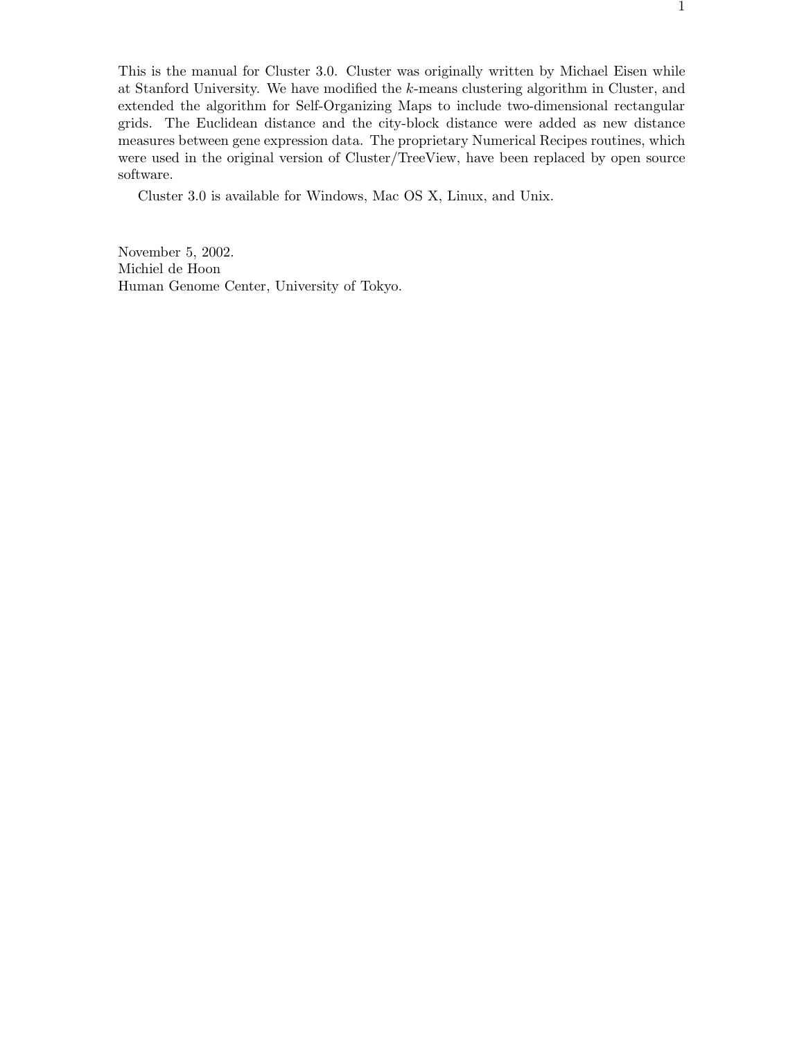This is the manual for Cluster 3.0. Cluster was originally written by Michael Eisen while at Stanford University. We have modified the $k$-means clustering algorithm in Cluster, and extended the algorithm for Self-Organizing Maps to include two-dimensional rectangular grids. The Euclidean distance and the city-block distance were added as new distance measures between gene expression data. The proprietary Numerical Recipes routines, which were used in the original version of Cluster/TreeView, have been replaced by open source software.

Cluster 3.0 is available for Windows, Mac OS X, Linux, and Unix.

November 5, 2002.
Michiel de Hoon
Human Genome Center, University of Tokyo.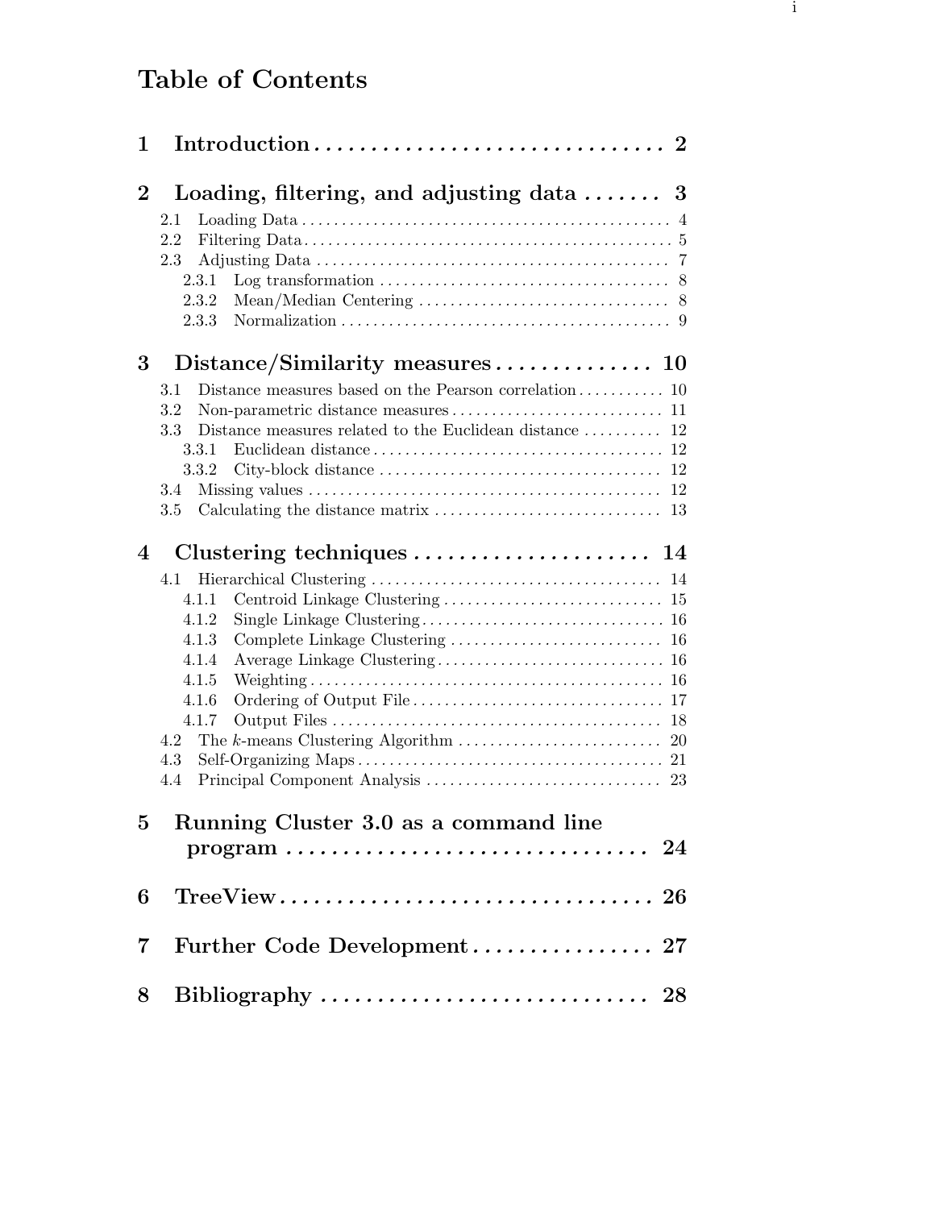# Table of Contents

**1 Introduction** .............................. **2**

**2 Loading, filtering, and adjusting data** ....... **3**

- 2.1 Loading Data ............................................ 4
- 2.2 Filtering Data ............................................ 5
- 2.3 Adjusting Data ............................................ 7
  - 2.3.1 Log transformation ..................................... 8
  - 2.3.2 Mean/Median Centering ................................. 8
  - 2.3.3 Normalization .......................................... 9

**3 Distance/Similarity measures** .............. **10**

- 3.1 Distance measures based on the Pearson correlation ........... 10
- 3.2 Non-parametric distance measures ........................... 11
- 3.3 Distance measures related to the Euclidean distance .......... 12
  - 3.3.1 Euclidean distance ..................................... 12
  - 3.3.2 City-block distance .................................... 12
- 3.4 Missing values ............................................ 12
- 3.5 Calculating the distance matrix ............................ 13

**4 Clustering techniques** ..................... **14**

- 4.1 Hierarchical Clustering ..................................... 14
  - 4.1.1 Centroid Linkage Clustering ............................ 15
  - 4.1.2 Single Linkage Clustering ............................... 16
  - 4.1.3 Complete Linkage Clustering ........................... 16
  - 4.1.4 Average Linkage Clustering ............................. 16
  - 4.1.5 Weighting ............................................. 16
  - 4.1.6 Ordering of Output File ................................ 17
  - 4.1.7 Output Files .......................................... 18
- 4.2 The *k*-means Clustering Algorithm .......................... 20
- 4.3 Self-Organizing Maps ....................................... 21
- 4.4 Principal Component Analysis .............................. 23

**5 Running Cluster 3.0 as a command line program** .............................. **24**

**6 TreeView** ................................. **26**

**7 Further Code Development** ................ **27**

**8 Bibliography** ............................ **28**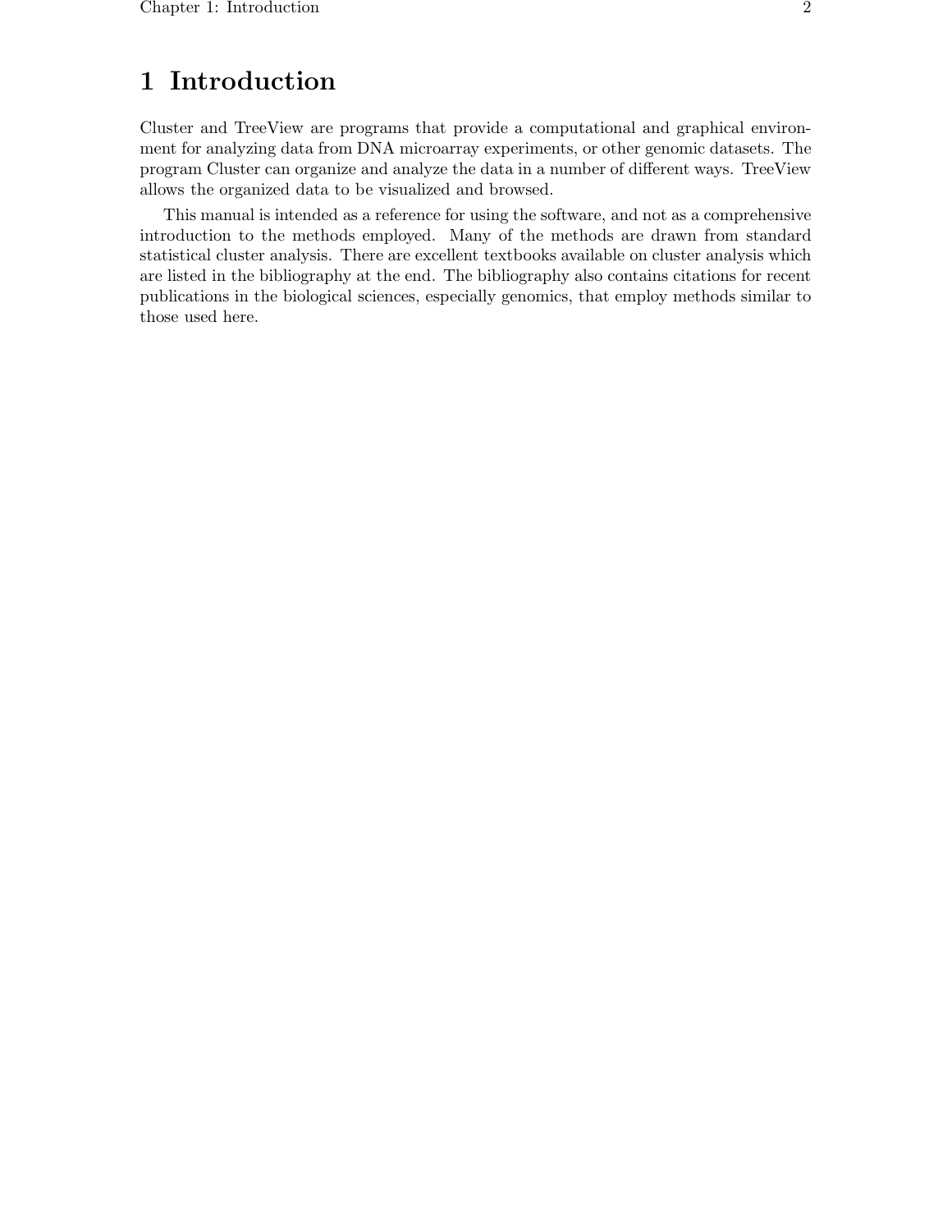# 1 Introduction

Cluster and TreeView are programs that provide a computational and graphical environment for analyzing data from DNA microarray experiments, or other genomic datasets. The program Cluster can organize and analyze the data in a number of different ways. TreeView allows the organized data to be visualized and browsed.

This manual is intended as a reference for using the software, and not as a comprehensive introduction to the methods employed. Many of the methods are drawn from standard statistical cluster analysis. There are excellent textbooks available on cluster analysis which are listed in the bibliography at the end. The bibliography also contains citations for recent publications in the biological sciences, especially genomics, that employ methods similar to those used here.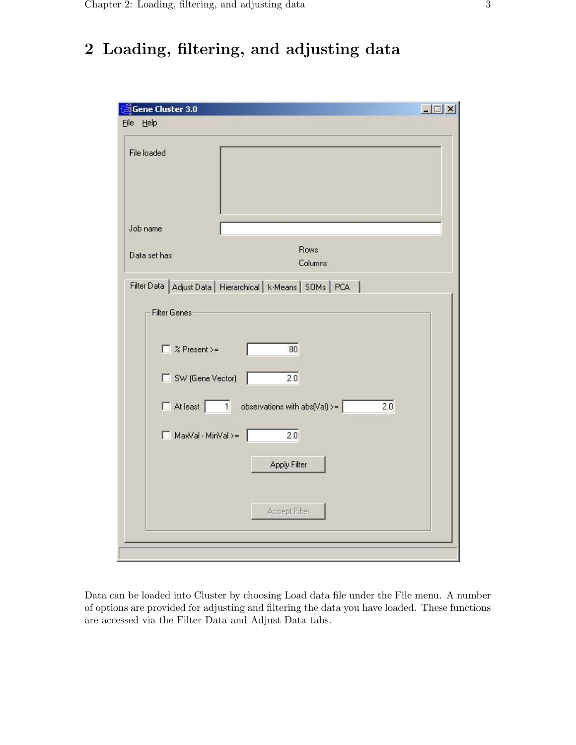# 2 Loading, filtering, and adjusting data

Data can be loaded into Cluster by choosing Load data file under the File menu. A number of options are provided for adjusting and filtering the data you have loaded. These functions are accessed via the Filter Data and Adjust Data tabs.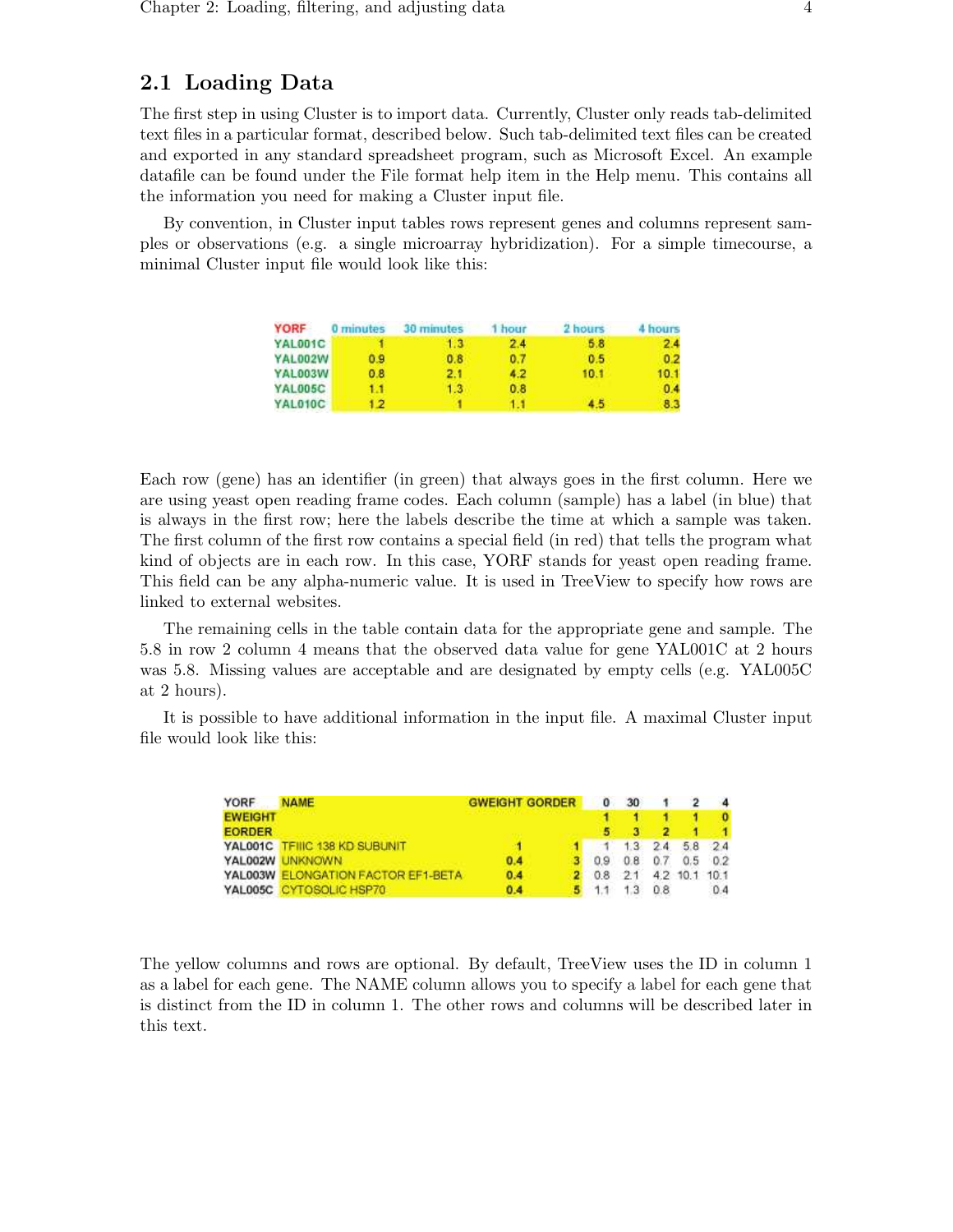## 2.1 Loading Data

The first step in using Cluster is to import data. Currently, Cluster only reads tab-delimited text files in a particular format, described below. Such tab-delimited text files can be created and exported in any standard spreadsheet program, such as Microsoft Excel. An example datafile can be found under the File format help item in the Help menu. This contains all the information you need for making a Cluster input file.

By convention, in Cluster input tables rows represent genes and columns represent samples or observations (e.g. a single microarray hybridization). For a simple timecourse, a minimal Cluster input file would look like this:

| YORF | 0 minutes | 30 minutes | 1 hour | 2 hours | 4 hours |
|---|---|---|---|---|---|
| YAL001C | 1 | 1.3 | 2.4 | 5.8 | 2.4 |
| YAL002W | 0.9 | 0.8 | 0.7 | 0.5 | 0.2 |
| YAL003W | 0.8 | 2.1 | 4.2 | 10.1 | 10.1 |
| YAL005C | 1.1 | 1.3 | 0.8 | | 0.4 |
| YAL010C | 1.2 | 1 | 1.1 | 4.5 | 8.3 |

Each row (gene) has an identifier (in green) that always goes in the first column. Here we are using yeast open reading frame codes. Each column (sample) has a label (in blue) that is always in the first row; here the labels describe the time at which a sample was taken. The first column of the first row contains a special field (in red) that tells the program what kind of objects are in each row. In this case, YORF stands for yeast open reading frame. This field can be any alpha-numeric value. It is used in TreeView to specify how rows are linked to external websites.

The remaining cells in the table contain data for the appropriate gene and sample. The 5.8 in row 2 column 4 means that the observed data value for gene YAL001C at 2 hours was 5.8. Missing values are acceptable and are designated by empty cells (e.g. YAL005C at 2 hours).

It is possible to have additional information in the input file. A maximal Cluster input file would look like this:

| YORF | NAME | GWEIGHT | GORDER | 0 | 30 | 1 | 2 | 4 |
|---|---|---|---|---|---|---|---|---|
| EWEIGHT | | | | 1 | 1 | 1 | 1 | 0 |
| EORDER | | | | 5 | 3 | 2 | 1 | 1 |
| YAL001C | TFIIIC 138 KD SUBUNIT | 1 | 1 | 1 | 1.3 | 2.4 | 5.8 | 2.4 |
| YAL002W | UNKNOWN | 0.4 | 3 | 0.9 | 0.8 | 0.7 | 0.5 | 0.2 |
| YAL003W | ELONGATION FACTOR EF1-BETA | 0.4 | 2 | 0.8 | 2.1 | 4.2 | 10.1 | 10.1 |
| YAL005C | CYTOSOLIC HSP70 | 0.4 | 5 | 1.1 | 1.3 | 0.8 | | 0.4 |

The yellow columns and rows are optional. By default, TreeView uses the ID in column 1 as a label for each gene. The NAME column allows you to specify a label for each gene that is distinct from the ID in column 1. The other rows and columns will be described later in this text.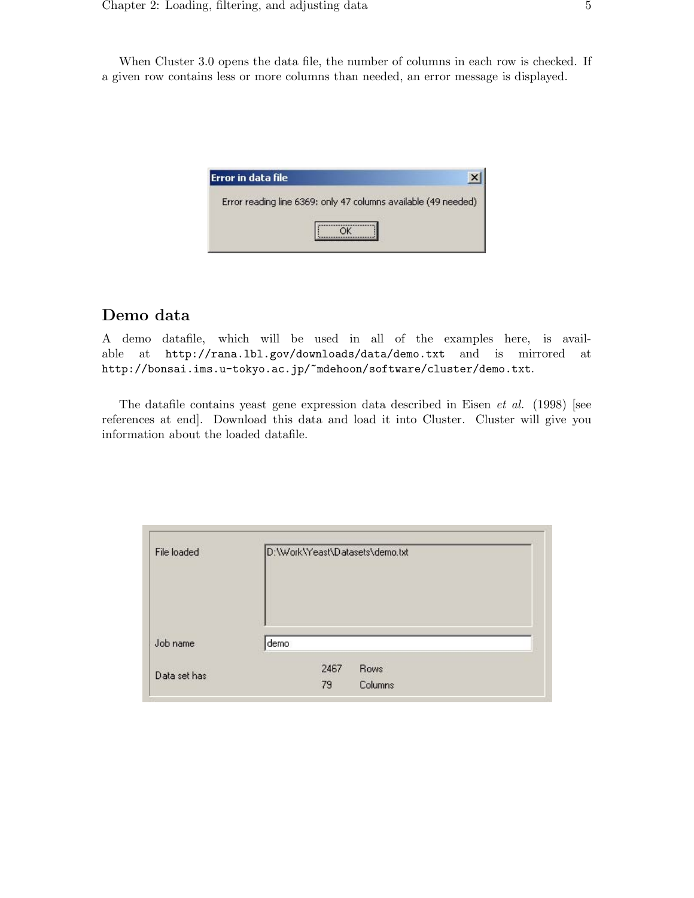When Cluster 3.0 opens the data file, the number of columns in each row is checked. If a given row contains less or more columns than needed, an error message is displayed.

## Demo data

A demo datafile, which will be used in all of the examples here, is available at `http://rana.lbl.gov/downloads/data/demo.txt` and is mirrored at `http://bonsai.ims.u-tokyo.ac.jp/~mdehoon/software/cluster/demo.txt`.

The datafile contains yeast gene expression data described in Eisen *et al.* (1998) [see references at end]. Download this data and load it into Cluster. Cluster will give you information about the loaded datafile.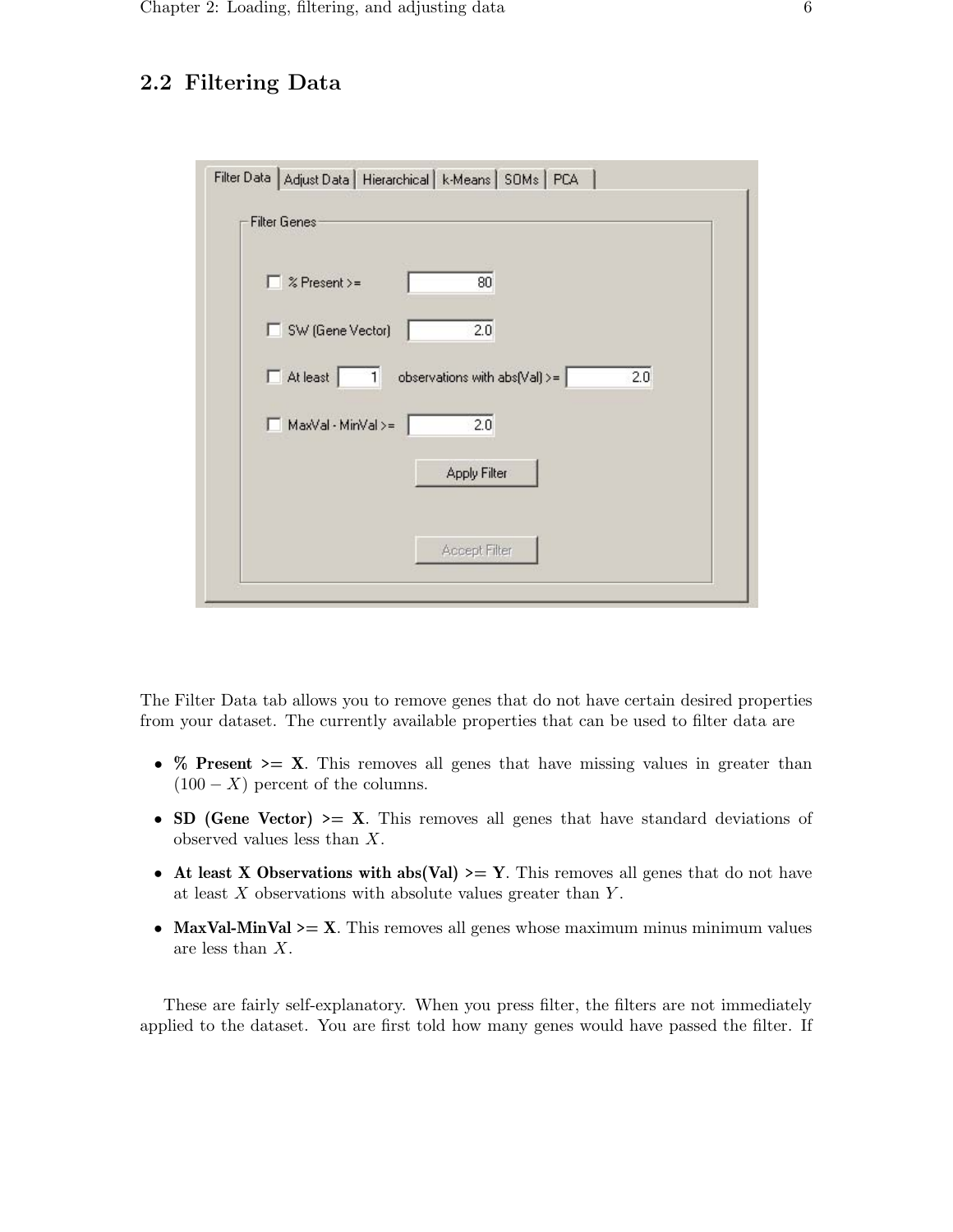## 2.2 Filtering Data

The Filter Data tab allows you to remove genes that do not have certain desired properties from your dataset. The currently available properties that can be used to filter data are

- **% Present >= X**. This removes all genes that have missing values in greater than $(100 - X)$ percent of the columns.
- **SD (Gene Vector) >= X**. This removes all genes that have standard deviations of observed values less than $X$.
- **At least X Observations with abs(Val) >= Y**. This removes all genes that do not have at least $X$ observations with absolute values greater than $Y$.
- **MaxVal-MinVal >= X**. This removes all genes whose maximum minus minimum values are less than $X$.

These are fairly self-explanatory. When you press filter, the filters are not immediately applied to the dataset. You are first told how many genes would have passed the filter. If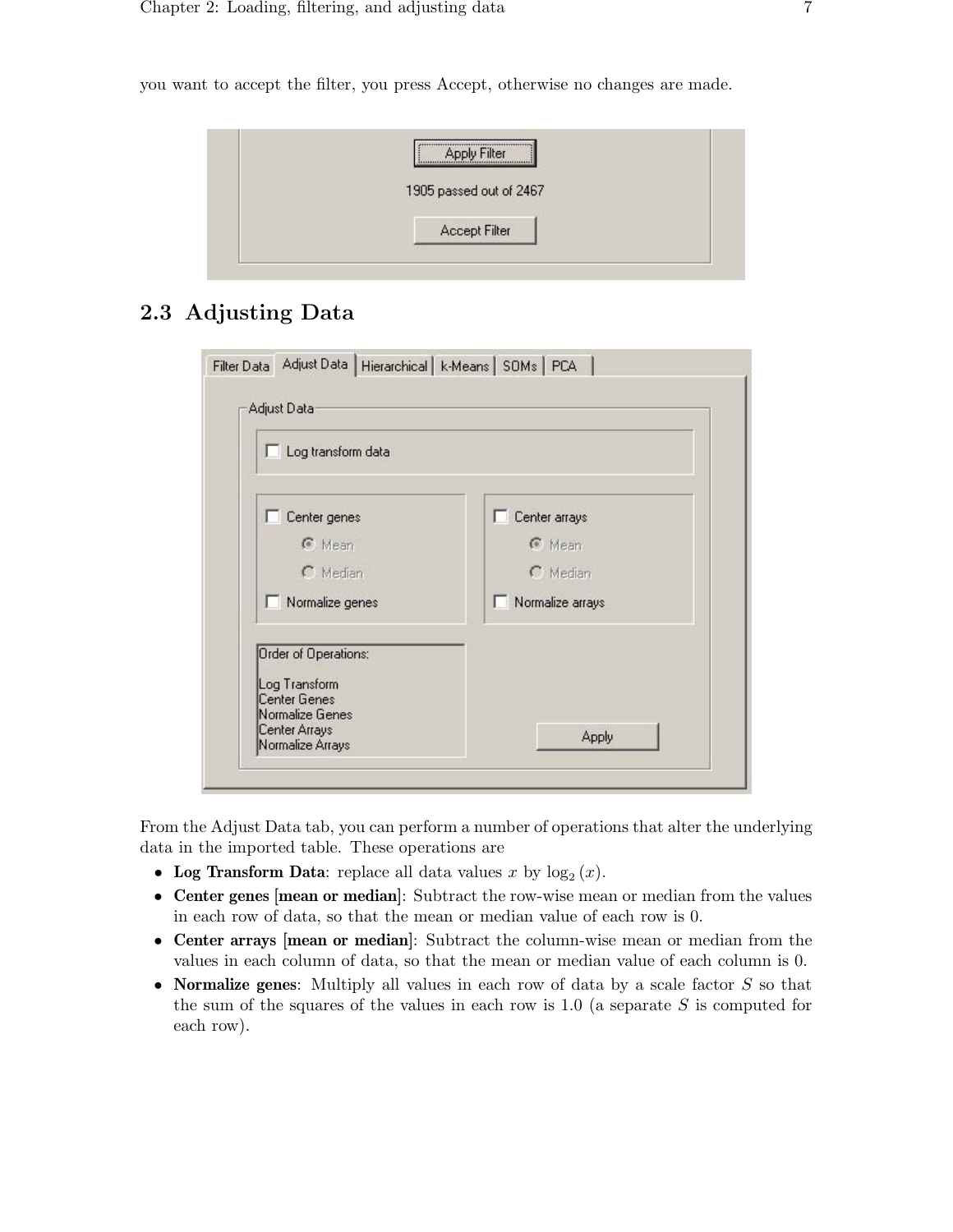you want to accept the filter, you press Accept, otherwise no changes are made.

## 2.3 Adjusting Data

From the Adjust Data tab, you can perform a number of operations that alter the underlying data in the imported table. These operations are

- **Log Transform Data**: replace all data values $x$ by $\log_2(x)$.
- **Center genes [mean or median]**: Subtract the row-wise mean or median from the values in each row of data, so that the mean or median value of each row is 0.
- **Center arrays [mean or median]**: Subtract the column-wise mean or median from the values in each column of data, so that the mean or median value of each column is 0.
- **Normalize genes**: Multiply all values in each row of data by a scale factor $S$ so that the sum of the squares of the values in each row is 1.0 (a separate $S$ is computed for each row).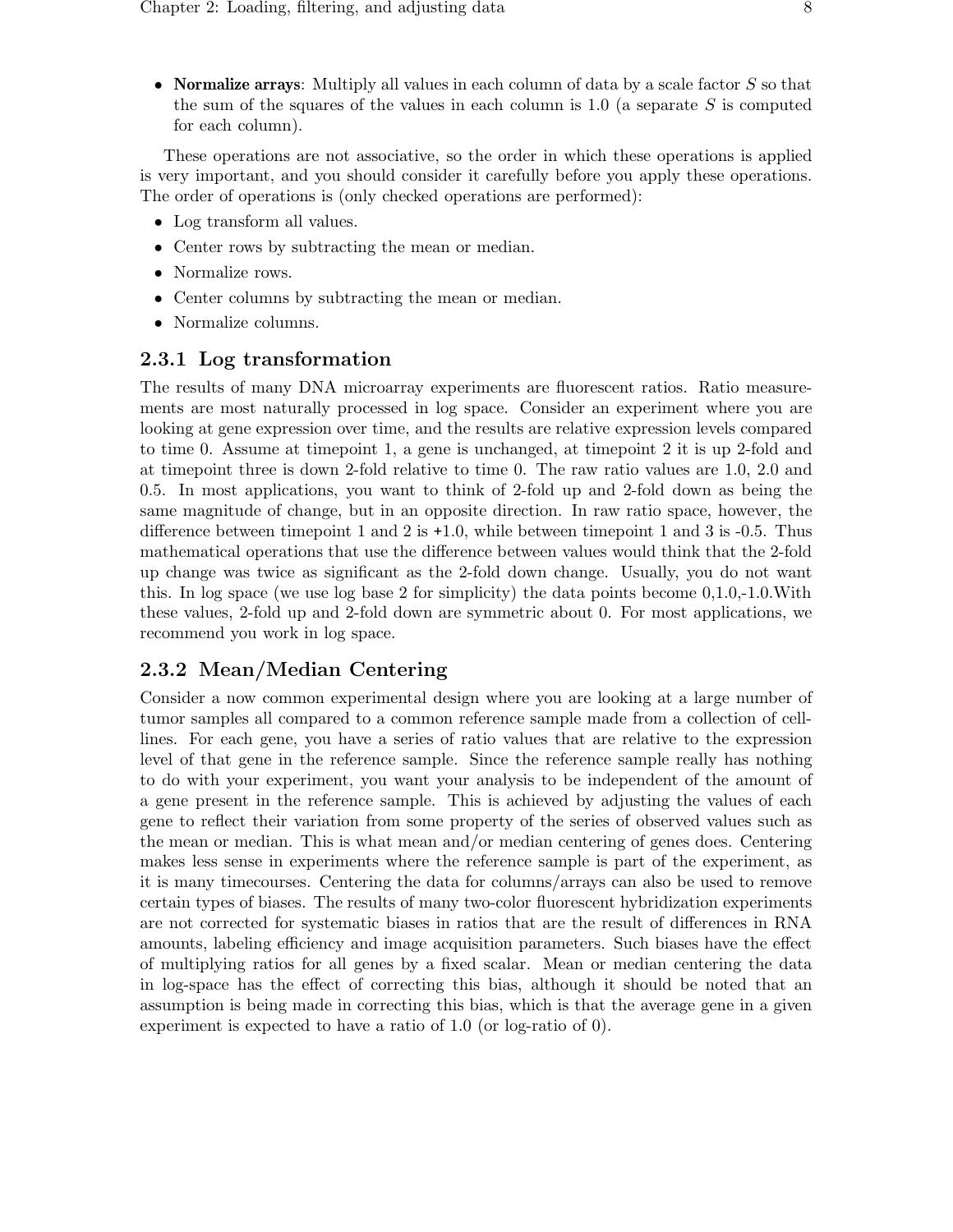- **Normalize arrays**: Multiply all values in each column of data by a scale factor $S$ so that the sum of the squares of the values in each column is 1.0 (a separate $S$ is computed for each column).

These operations are not associative, so the order in which these operations is applied is very important, and you should consider it carefully before you apply these operations. The order of operations is (only checked operations are performed):

- Log transform all values.
- Center rows by subtracting the mean or median.
- Normalize rows.
- Center columns by subtracting the mean or median.
- Normalize columns.

### 2.3.1 Log transformation

The results of many DNA microarray experiments are fluorescent ratios. Ratio measurements are most naturally processed in log space. Consider an experiment where you are looking at gene expression over time, and the results are relative expression levels compared to time 0. Assume at timepoint 1, a gene is unchanged, at timepoint 2 it is up 2-fold and at timepoint three is down 2-fold relative to time 0. The raw ratio values are 1.0, 2.0 and 0.5. In most applications, you want to think of 2-fold up and 2-fold down as being the same magnitude of change, but in an opposite direction. In raw ratio space, however, the difference between timepoint 1 and 2 is +1.0, while between timepoint 1 and 3 is -0.5. Thus mathematical operations that use the difference between values would think that the 2-fold up change was twice as significant as the 2-fold down change. Usually, you do not want this. In log space (we use log base 2 for simplicity) the data points become 0,1.0,-1.0.With these values, 2-fold up and 2-fold down are symmetric about 0. For most applications, we recommend you work in log space.

### 2.3.2 Mean/Median Centering

Consider a now common experimental design where you are looking at a large number of tumor samples all compared to a common reference sample made from a collection of cell-lines. For each gene, you have a series of ratio values that are relative to the expression level of that gene in the reference sample. Since the reference sample really has nothing to do with your experiment, you want your analysis to be independent of the amount of a gene present in the reference sample. This is achieved by adjusting the values of each gene to reflect their variation from some property of the series of observed values such as the mean or median. This is what mean and/or median centering of genes does. Centering makes less sense in experiments where the reference sample is part of the experiment, as it is many timecourses. Centering the data for columns/arrays can also be used to remove certain types of biases. The results of many two-color fluorescent hybridization experiments are not corrected for systematic biases in ratios that are the result of differences in RNA amounts, labeling efficiency and image acquisition parameters. Such biases have the effect of multiplying ratios for all genes by a fixed scalar. Mean or median centering the data in log-space has the effect of correcting this bias, although it should be noted that an assumption is being made in correcting this bias, which is that the average gene in a given experiment is expected to have a ratio of 1.0 (or log-ratio of 0).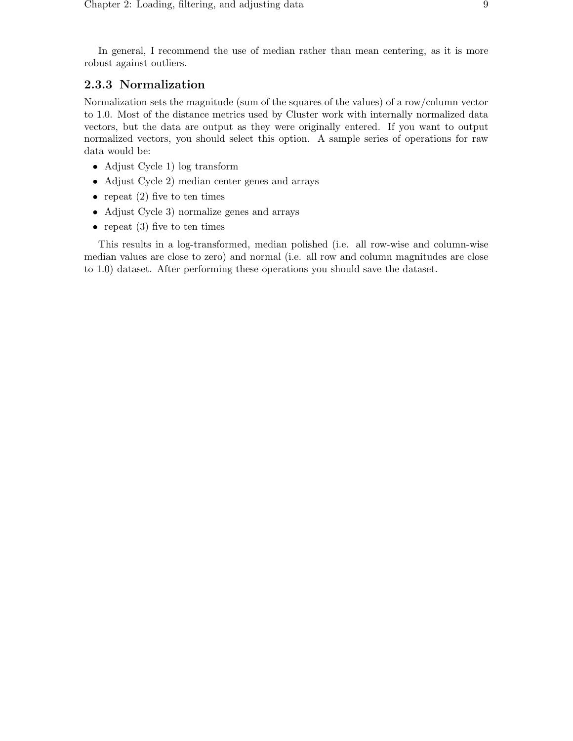In general, I recommend the use of median rather than mean centering, as it is more robust against outliers.

### 2.3.3 Normalization

Normalization sets the magnitude (sum of the squares of the values) of a row/column vector to 1.0. Most of the distance metrics used by Cluster work with internally normalized data vectors, but the data are output as they were originally entered. If you want to output normalized vectors, you should select this option. A sample series of operations for raw data would be:

- Adjust Cycle 1) log transform
- Adjust Cycle 2) median center genes and arrays
- repeat (2) five to ten times
- Adjust Cycle 3) normalize genes and arrays
- repeat (3) five to ten times

This results in a log-transformed, median polished (i.e. all row-wise and column-wise median values are close to zero) and normal (i.e. all row and column magnitudes are close to 1.0) dataset. After performing these operations you should save the dataset.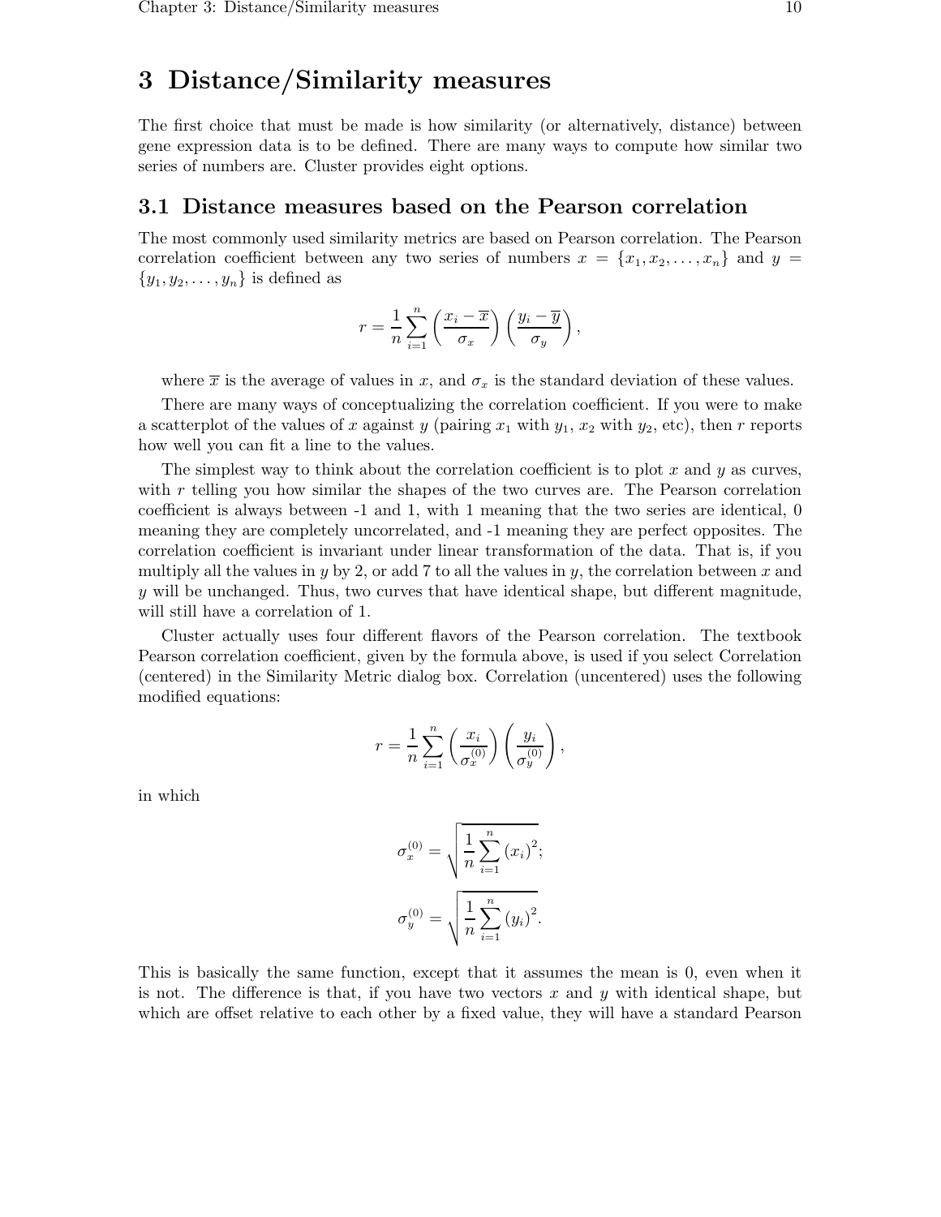# 3 Distance/Similarity measures

The first choice that must be made is how similarity (or alternatively, distance) between gene expression data is to be defined. There are many ways to compute how similar two series of numbers are. Cluster provides eight options.

## 3.1 Distance measures based on the Pearson correlation

The most commonly used similarity metrics are based on Pearson correlation. The Pearson correlation coefficient between any two series of numbers $x = \{x_1, x_2, \ldots, x_n\}$ and $y = \{y_1, y_2, \ldots, y_n\}$ is defined as

$$r = \frac{1}{n} \sum_{i=1}^{n} \left( \frac{x_i - \overline{x}}{\sigma_x} \right) \left( \frac{y_i - \overline{y}}{\sigma_y} \right),$$

where $\overline{x}$ is the average of values in $x$, and $\sigma_x$ is the standard deviation of these values.

There are many ways of conceptualizing the correlation coefficient. If you were to make a scatterplot of the values of $x$ against $y$ (pairing $x_1$ with $y_1$, $x_2$ with $y_2$, etc), then $r$ reports how well you can fit a line to the values.

The simplest way to think about the correlation coefficient is to plot $x$ and $y$ as curves, with $r$ telling you how similar the shapes of the two curves are. The Pearson correlation coefficient is always between -1 and 1, with 1 meaning that the two series are identical, 0 meaning they are completely uncorrelated, and -1 meaning they are perfect opposites. The correlation coefficient is invariant under linear transformation of the data. That is, if you multiply all the values in $y$ by 2, or add 7 to all the values in $y$, the correlation between $x$ and $y$ will be unchanged. Thus, two curves that have identical shape, but different magnitude, will still have a correlation of 1.

Cluster actually uses four different flavors of the Pearson correlation. The textbook Pearson correlation coefficient, given by the formula above, is used if you select Correlation (centered) in the Similarity Metric dialog box. Correlation (uncentered) uses the following modified equations:

$$r = \frac{1}{n} \sum_{i=1}^{n} \left( \frac{x_i}{\sigma_x^{(0)}} \right) \left( \frac{y_i}{\sigma_y^{(0)}} \right),$$

in which

$$\sigma_x^{(0)} = \sqrt{\frac{1}{n} \sum_{i=1}^{n} (x_i)^2};$$

$$\sigma_y^{(0)} = \sqrt{\frac{1}{n} \sum_{i=1}^{n} (y_i)^2}.$$

This is basically the same function, except that it assumes the mean is 0, even when it is not. The difference is that, if you have two vectors $x$ and $y$ with identical shape, but which are offset relative to each other by a fixed value, they will have a standard Pearson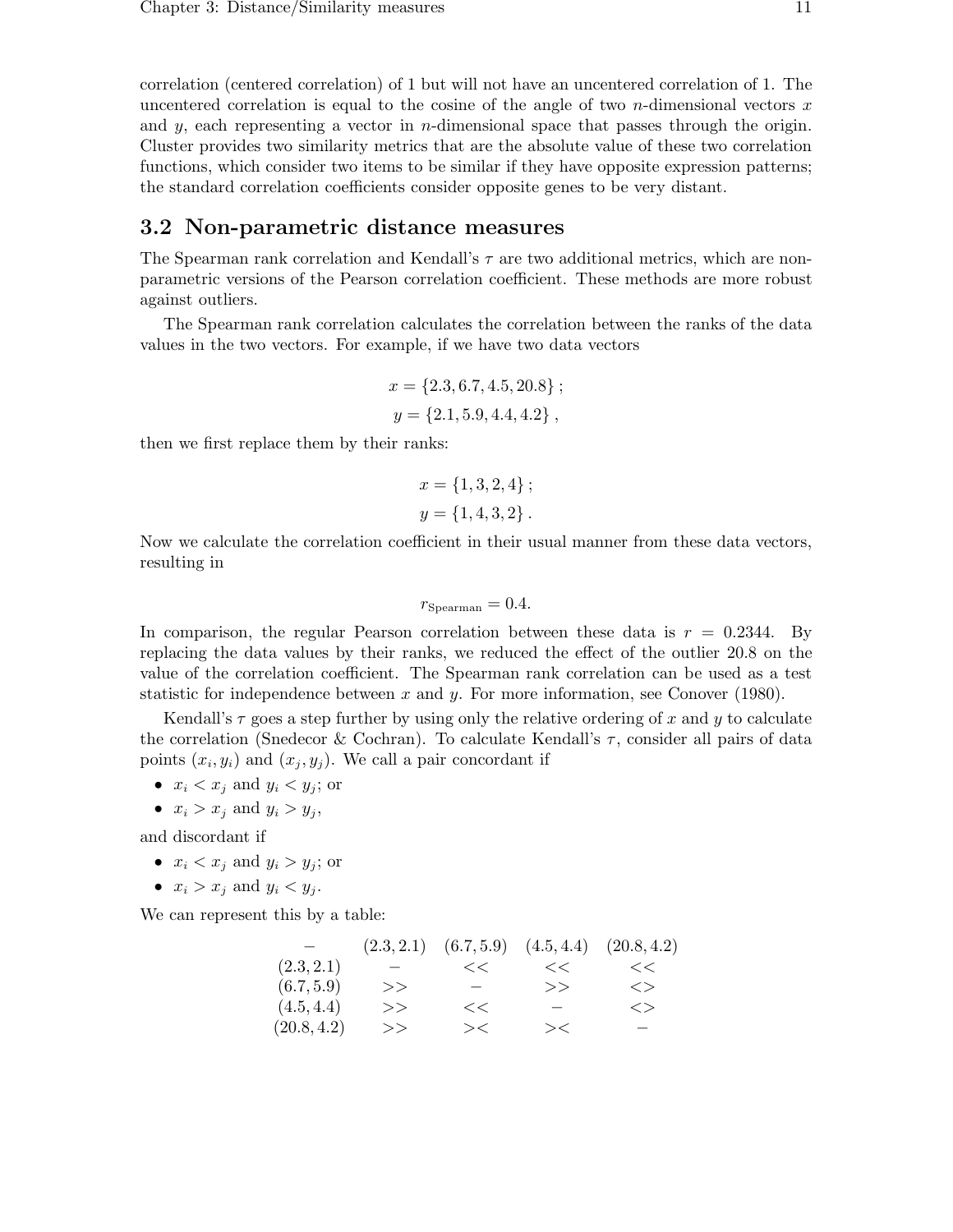correlation (centered correlation) of 1 but will not have an uncentered correlation of 1. The uncentered correlation is equal to the cosine of the angle of two $n$-dimensional vectors $x$ and $y$, each representing a vector in $n$-dimensional space that passes through the origin. Cluster provides two similarity metrics that are the absolute value of these two correlation functions, which consider two items to be similar if they have opposite expression patterns; the standard correlation coefficients consider opposite genes to be very distant.

## 3.2 Non-parametric distance measures

The Spearman rank correlation and Kendall's $\tau$ are two additional metrics, which are non-parametric versions of the Pearson correlation coefficient. These methods are more robust against outliers.

The Spearman rank correlation calculates the correlation between the ranks of the data values in the two vectors. For example, if we have two data vectors

$$x = \{2.3, 6.7, 4.5, 20.8\};$$
$$y = \{2.1, 5.9, 4.4, 4.2\},$$

then we first replace them by their ranks:

$$x = \{1, 3, 2, 4\};$$
$$y = \{1, 4, 3, 2\}.$$

Now we calculate the correlation coefficient in their usual manner from these data vectors, resulting in

$$r_{\text{Spearman}} = 0.4.$$

In comparison, the regular Pearson correlation between these data is $r = 0.2344$. By replacing the data values by their ranks, we reduced the effect of the outlier 20.8 on the value of the correlation coefficient. The Spearman rank correlation can be used as a test statistic for independence between $x$ and $y$. For more information, see Conover (1980).

Kendall's $\tau$ goes a step further by using only the relative ordering of $x$ and $y$ to calculate the correlation (Snedecor & Cochran). To calculate Kendall's $\tau$, consider all pairs of data points $(x_i, y_i)$ and $(x_j, y_j)$. We call a pair concordant if

- $x_i < x_j$ and $y_i < y_j$; or
- $x_i > x_j$ and $y_i > y_j$,

and discordant if

- $x_i < x_j$ and $y_i > y_j$; or
- $x_i > x_j$ and $y_i < y_j$.

We can represent this by a table:

| − | (2.3, 2.1) | (6.7, 5.9) | (4.5, 4.4) | (20.8, 4.2) |
|---|---|---|---|---|
| (2.3, 2.1) | − | << | << | << |
| (6.7, 5.9) | >> | − | >> | <> |
| (4.5, 4.4) | >> | << | − | <> |
| (20.8, 4.2) | >> | >< | >< | − |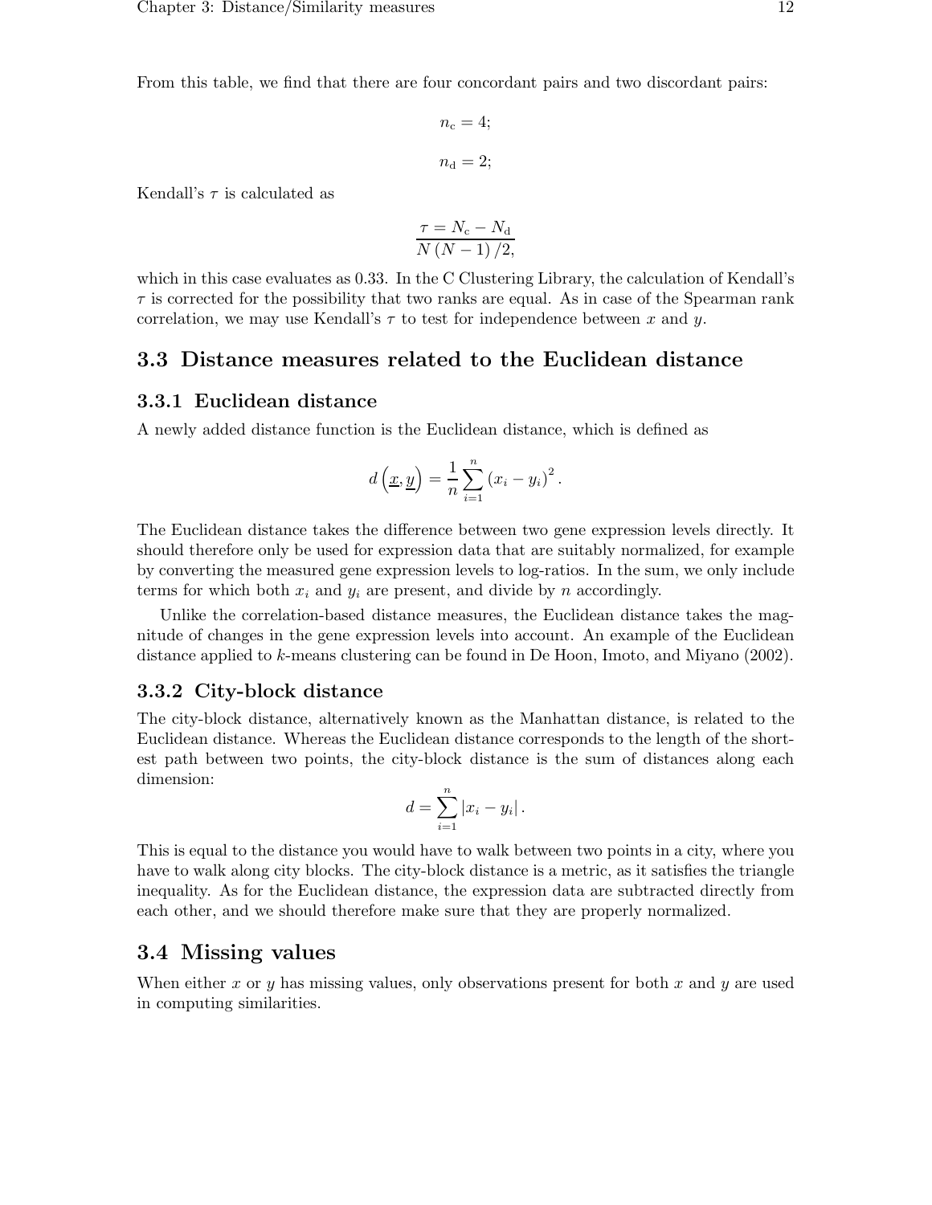From this table, we find that there are four concordant pairs and two discordant pairs:

$$n_c = 4;$$

$$n_d = 2;$$

Kendall's $\tau$ is calculated as

$$\frac{\tau = N_c - N_d}{N(N-1)/2,}$$

which in this case evaluates as 0.33. In the C Clustering Library, the calculation of Kendall's $\tau$ is corrected for the possibility that two ranks are equal. As in case of the Spearman rank correlation, we may use Kendall's $\tau$ to test for independence between $x$ and $y$.

## 3.3 Distance measures related to the Euclidean distance

### 3.3.1 Euclidean distance

A newly added distance function is the Euclidean distance, which is defined as

$$d\left(\underline{x}, \underline{y}\right) = \frac{1}{n}\sum_{i=1}^{n}\left(x_i - y_i\right)^2.$$

The Euclidean distance takes the difference between two gene expression levels directly. It should therefore only be used for expression data that are suitably normalized, for example by converting the measured gene expression levels to log-ratios. In the sum, we only include terms for which both $x_i$ and $y_i$ are present, and divide by $n$ accordingly.

Unlike the correlation-based distance measures, the Euclidean distance takes the magnitude of changes in the gene expression levels into account. An example of the Euclidean distance applied to $k$-means clustering can be found in De Hoon, Imoto, and Miyano (2002).

### 3.3.2 City-block distance

The city-block distance, alternatively known as the Manhattan distance, is related to the Euclidean distance. Whereas the Euclidean distance corresponds to the length of the shortest path between two points, the city-block distance is the sum of distances along each dimension:

$$d = \sum_{i=1}^{n}\left|x_i - y_i\right|.$$

This is equal to the distance you would have to walk between two points in a city, where you have to walk along city blocks. The city-block distance is a metric, as it satisfies the triangle inequality. As for the Euclidean distance, the expression data are subtracted directly from each other, and we should therefore make sure that they are properly normalized.

## 3.4 Missing values

When either $x$ or $y$ has missing values, only observations present for both $x$ and $y$ are used in computing similarities.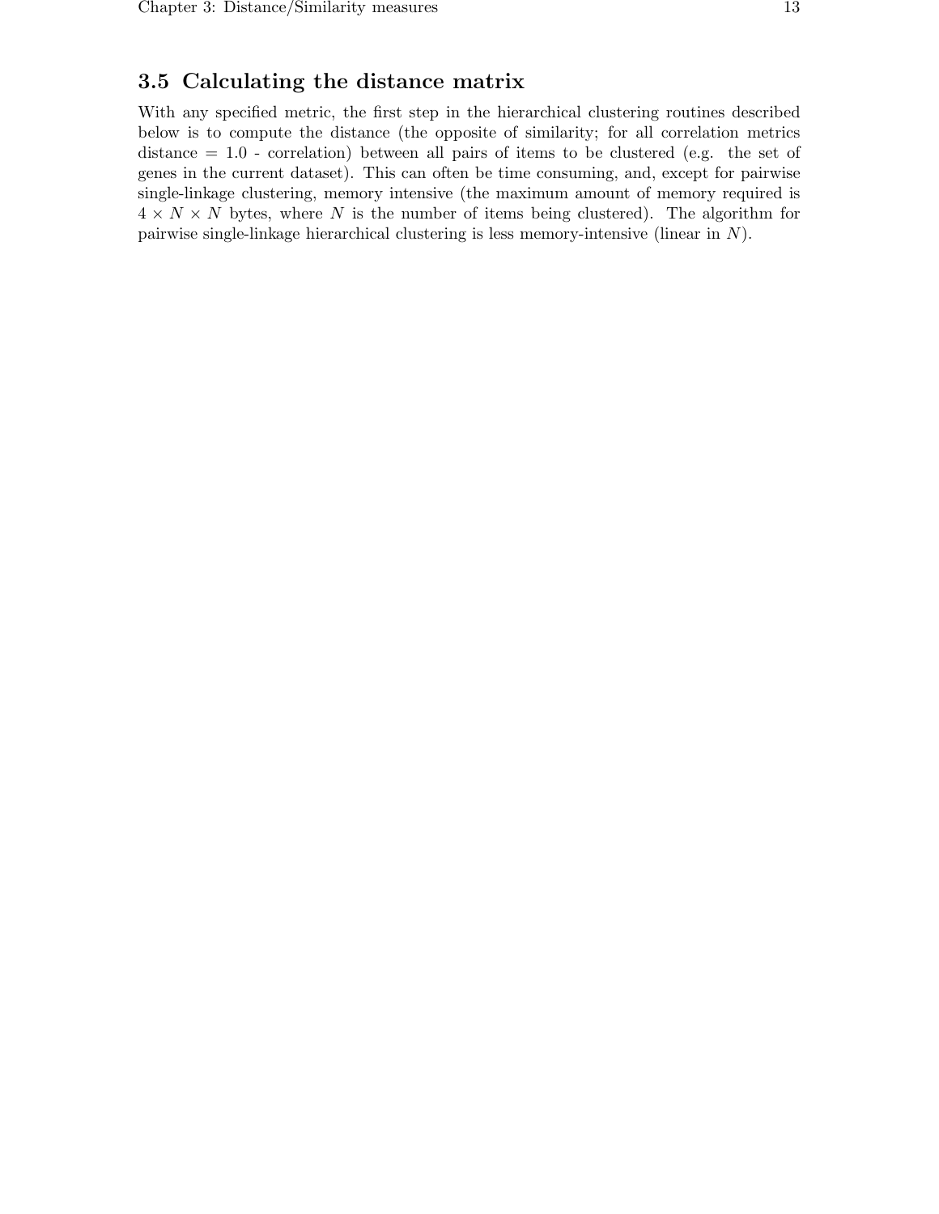## 3.5 Calculating the distance matrix

With any specified metric, the first step in the hierarchical clustering routines described below is to compute the distance (the opposite of similarity; for all correlation metrics distance = 1.0 - correlation) between all pairs of items to be clustered (e.g. the set of genes in the current dataset). This can often be time consuming, and, except for pairwise single-linkage clustering, memory intensive (the maximum amount of memory required is $4 \times N \times N$ bytes, where $N$ is the number of items being clustered). The algorithm for pairwise single-linkage hierarchical clustering is less memory-intensive (linear in $N$).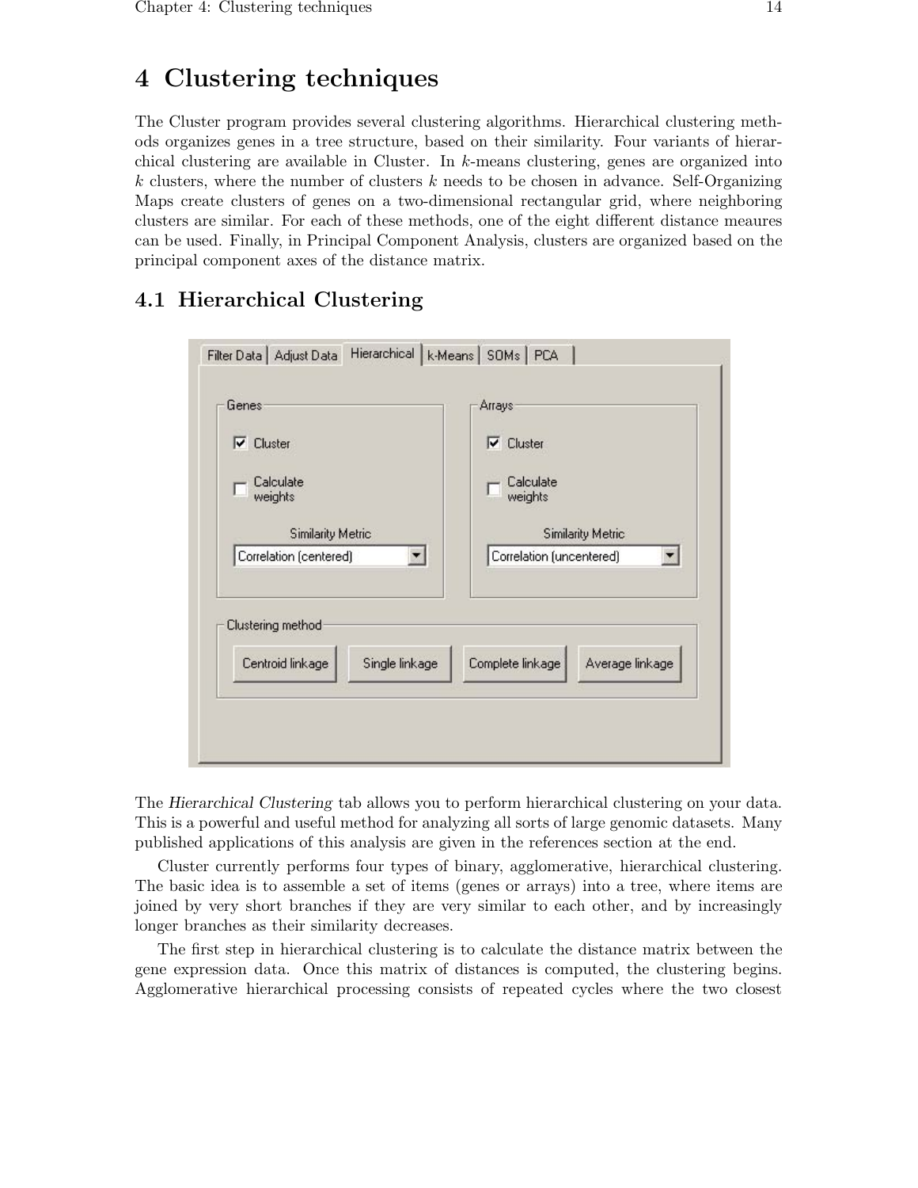# 4 Clustering techniques

The Cluster program provides several clustering algorithms. Hierarchical clustering methods organizes genes in a tree structure, based on their similarity. Four variants of hierarchical clustering are available in Cluster. In $k$-means clustering, genes are organized into $k$ clusters, where the number of clusters $k$ needs to be chosen in advance. Self-Organizing Maps create clusters of genes on a two-dimensional rectangular grid, where neighboring clusters are similar. For each of these methods, one of the eight different distance meaures can be used. Finally, in Principal Component Analysis, clusters are organized based on the principal component axes of the distance matrix.

## 4.1 Hierarchical Clustering

The *Hierarchical Clustering* tab allows you to perform hierarchical clustering on your data. This is a powerful and useful method for analyzing all sorts of large genomic datasets. Many published applications of this analysis are given in the references section at the end.

Cluster currently performs four types of binary, agglomerative, hierarchical clustering. The basic idea is to assemble a set of items (genes or arrays) into a tree, where items are joined by very short branches if they are very similar to each other, and by increasingly longer branches as their similarity decreases.

The first step in hierarchical clustering is to calculate the distance matrix between the gene expression data. Once this matrix of distances is computed, the clustering begins. Agglomerative hierarchical processing consists of repeated cycles where the two closest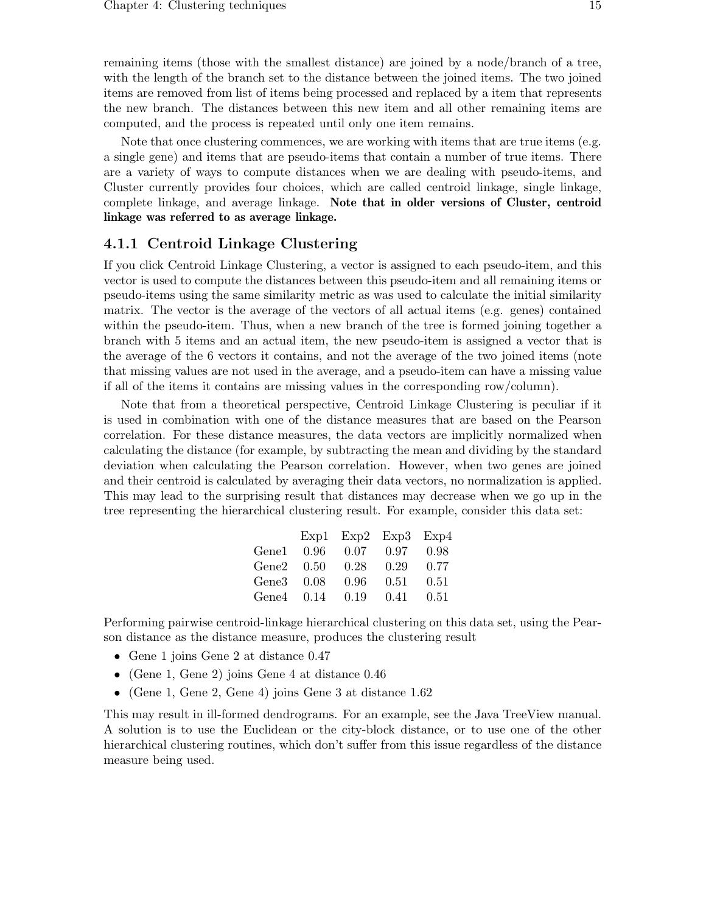remaining items (those with the smallest distance) are joined by a node/branch of a tree, with the length of the branch set to the distance between the joined items. The two joined items are removed from list of items being processed and replaced by a item that represents the new branch. The distances between this new item and all other remaining items are computed, and the process is repeated until only one item remains.

Note that once clustering commences, we are working with items that are true items (e.g. a single gene) and items that are pseudo-items that contain a number of true items. There are a variety of ways to compute distances when we are dealing with pseudo-items, and Cluster currently provides four choices, which are called centroid linkage, single linkage, complete linkage, and average linkage. **Note that in older versions of Cluster, centroid linkage was referred to as average linkage.**

### 4.1.1 Centroid Linkage Clustering

If you click Centroid Linkage Clustering, a vector is assigned to each pseudo-item, and this vector is used to compute the distances between this pseudo-item and all remaining items or pseudo-items using the same similarity metric as was used to calculate the initial similarity matrix. The vector is the average of the vectors of all actual items (e.g. genes) contained within the pseudo-item. Thus, when a new branch of the tree is formed joining together a branch with 5 items and an actual item, the new pseudo-item is assigned a vector that is the average of the 6 vectors it contains, and not the average of the two joined items (note that missing values are not used in the average, and a pseudo-item can have a missing value if all of the items it contains are missing values in the corresponding row/column).

Note that from a theoretical perspective, Centroid Linkage Clustering is peculiar if it is used in combination with one of the distance measures that are based on the Pearson correlation. For these distance measures, the data vectors are implicitly normalized when calculating the distance (for example, by subtracting the mean and dividing by the standard deviation when calculating the Pearson correlation. However, when two genes are joined and their centroid is calculated by averaging their data vectors, no normalization is applied. This may lead to the surprising result that distances may decrease when we go up in the tree representing the hierarchical clustering result. For example, consider this data set:

| | Exp1 | Exp2 | Exp3 | Exp4 |
|---|---|---|---|---|
| Gene1 | 0.96 | 0.07 | 0.97 | 0.98 |
| Gene2 | 0.50 | 0.28 | 0.29 | 0.77 |
| Gene3 | 0.08 | 0.96 | 0.51 | 0.51 |
| Gene4 | 0.14 | 0.19 | 0.41 | 0.51 |

Performing pairwise centroid-linkage hierarchical clustering on this data set, using the Pearson distance as the distance measure, produces the clustering result

- Gene 1 joins Gene 2 at distance 0.47
- (Gene 1, Gene 2) joins Gene 4 at distance 0.46
- (Gene 1, Gene 2, Gene 4) joins Gene 3 at distance 1.62

This may result in ill-formed dendrograms. For an example, see the Java TreeView manual. A solution is to use the Euclidean or the city-block distance, or to use one of the other hierarchical clustering routines, which don't suffer from this issue regardless of the distance measure being used.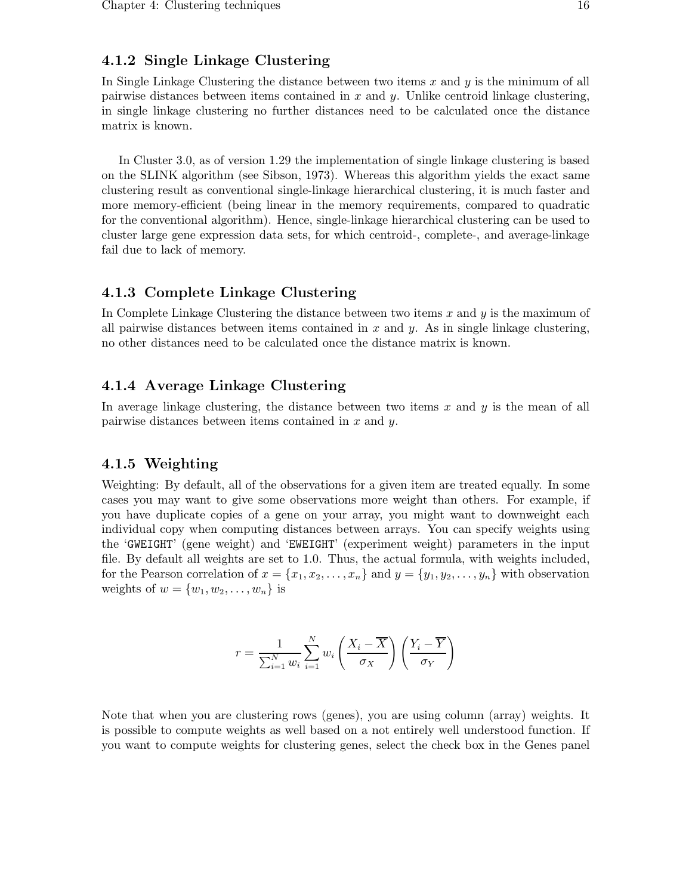### 4.1.2 Single Linkage Clustering

In Single Linkage Clustering the distance between two items $x$ and $y$ is the minimum of all pairwise distances between items contained in $x$ and $y$. Unlike centroid linkage clustering, in single linkage clustering no further distances need to be calculated once the distance matrix is known.

In Cluster 3.0, as of version 1.29 the implementation of single linkage clustering is based on the SLINK algorithm (see Sibson, 1973). Whereas this algorithm yields the exact same clustering result as conventional single-linkage hierarchical clustering, it is much faster and more memory-efficient (being linear in the memory requirements, compared to quadratic for the conventional algorithm). Hence, single-linkage hierarchical clustering can be used to cluster large gene expression data sets, for which centroid-, complete-, and average-linkage fail due to lack of memory.

### 4.1.3 Complete Linkage Clustering

In Complete Linkage Clustering the distance between two items $x$ and $y$ is the maximum of all pairwise distances between items contained in $x$ and $y$. As in single linkage clustering, no other distances need to be calculated once the distance matrix is known.

### 4.1.4 Average Linkage Clustering

In average linkage clustering, the distance between two items $x$ and $y$ is the mean of all pairwise distances between items contained in $x$ and $y$.

### 4.1.5 Weighting

Weighting: By default, all of the observations for a given item are treated equally. In some cases you may want to give some observations more weight than others. For example, if you have duplicate copies of a gene on your array, you might want to downweight each individual copy when computing distances between arrays. You can specify weights using the 'GWEIGHT' (gene weight) and 'EWEIGHT' (experiment weight) parameters in the input file. By default all weights are set to 1.0. Thus, the actual formula, with weights included, for the Pearson correlation of $x = \{x_1, x_2, \ldots, x_n\}$ and $y = \{y_1, y_2, \ldots, y_n\}$ with observation weights of $w = \{w_1, w_2, \ldots, w_n\}$ is

$$r = \frac{1}{\sum_{i=1}^{N} w_i} \sum_{i=1}^{N} w_i \left( \frac{X_i - \overline{X}}{\sigma_X} \right) \left( \frac{Y_i - \overline{Y}}{\sigma_Y} \right)$$

Note that when you are clustering rows (genes), you are using column (array) weights. It is possible to compute weights as well based on a not entirely well understood function. If you want to compute weights for clustering genes, select the check box in the Genes panel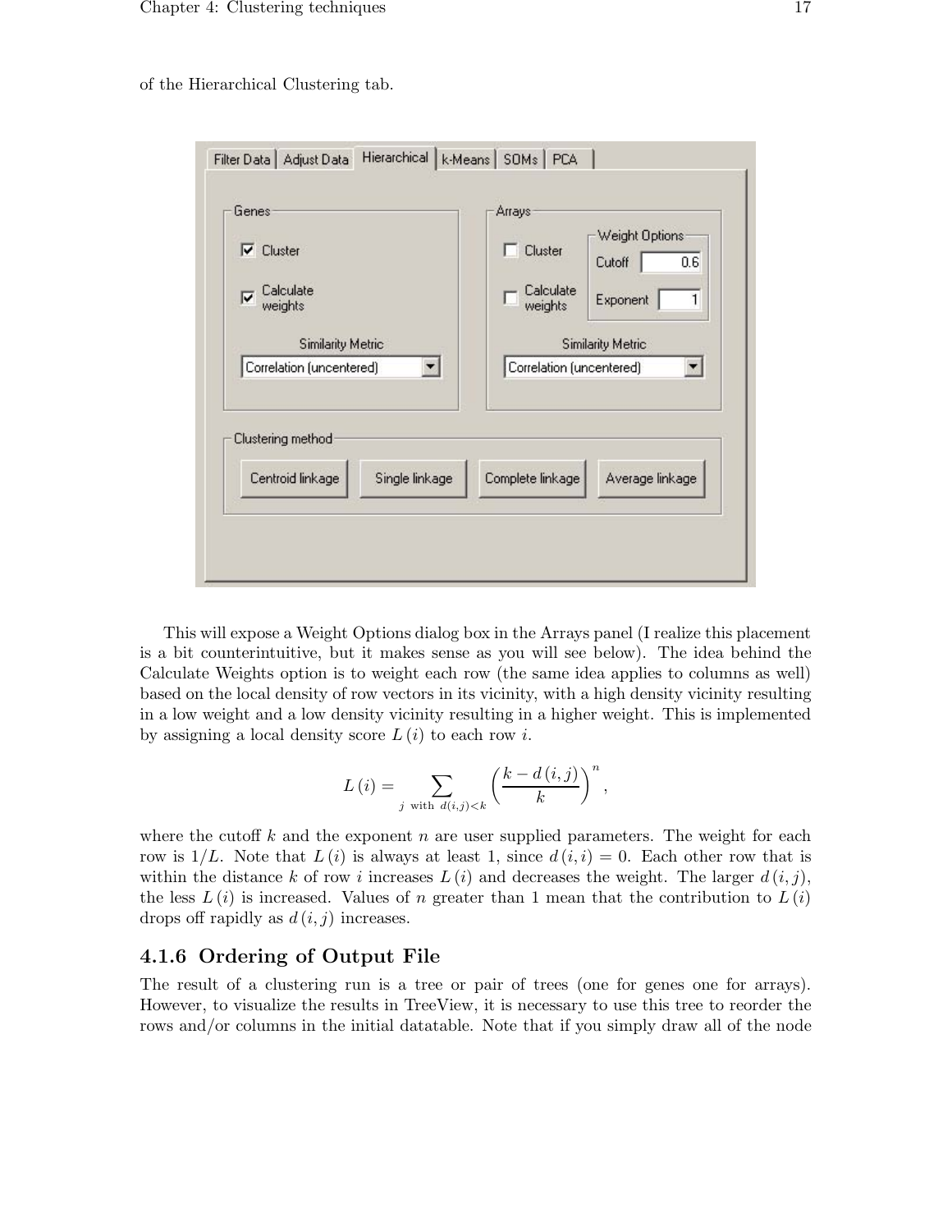of the Hierarchical Clustering tab.

This will expose a Weight Options dialog box in the Arrays panel (I realize this placement is a bit counterintuitive, but it makes sense as you will see below). The idea behind the Calculate Weights option is to weight each row (the same idea applies to columns as well) based on the local density of row vectors in its vicinity, with a high density vicinity resulting in a low weight and a low density vicinity resulting in a higher weight. This is implemented by assigning a local density score $L(i)$ to each row $i$.

$$L(i) = \sum_{j \text{ with } d(i,j)<k} \left( \frac{k - d(i,j)}{k} \right)^n,$$

where the cutoff $k$ and the exponent $n$ are user supplied parameters. The weight for each row is $1/L$. Note that $L(i)$ is always at least 1, since $d(i,i) = 0$. Each other row that is within the distance $k$ of row $i$ increases $L(i)$ and decreases the weight. The larger $d(i,j)$, the less $L(i)$ is increased. Values of $n$ greater than 1 mean that the contribution to $L(i)$ drops off rapidly as $d(i,j)$ increases.

### 4.1.6 Ordering of Output File

The result of a clustering run is a tree or pair of trees (one for genes one for arrays). However, to visualize the results in TreeView, it is necessary to use this tree to reorder the rows and/or columns in the initial datatable. Note that if you simply draw all of the node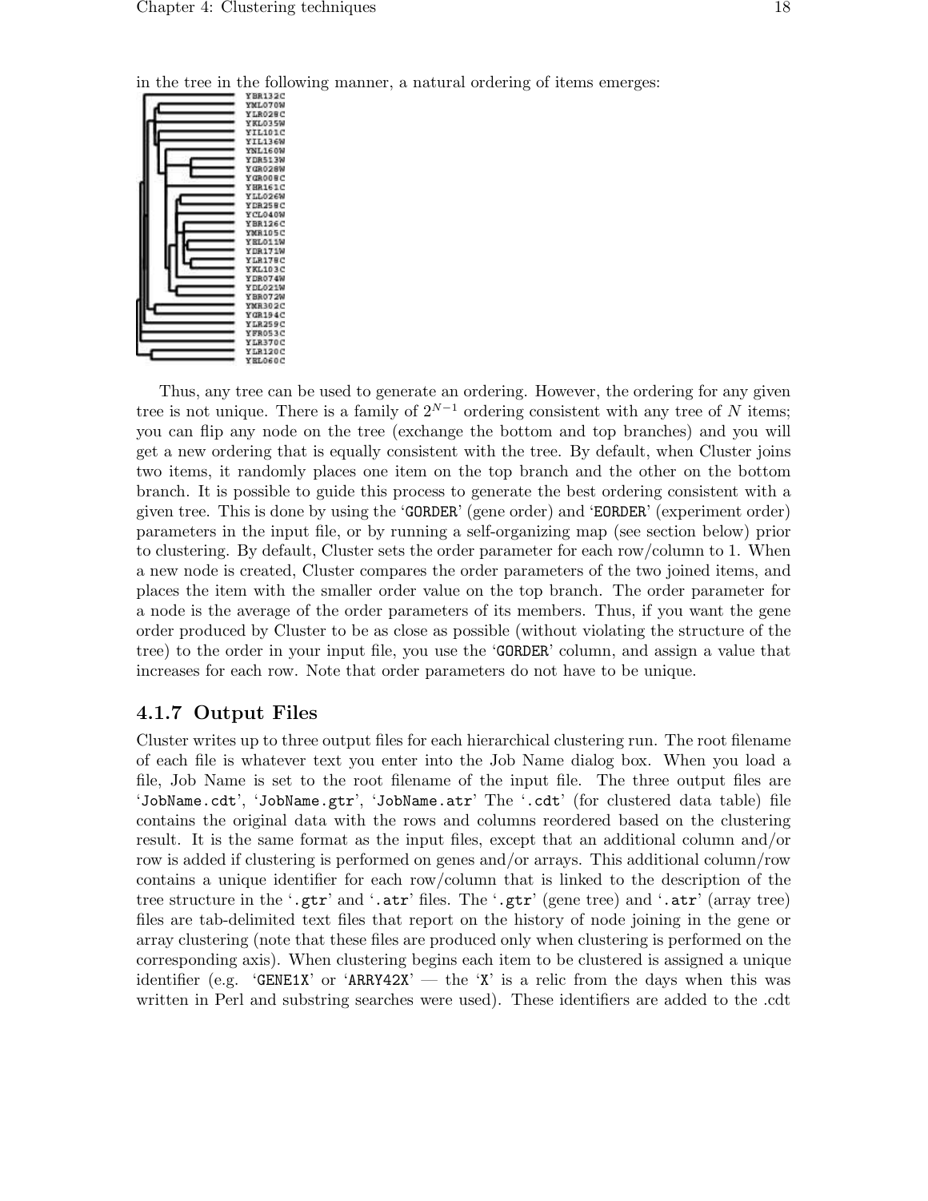in the tree in the following manner, a natural ordering of items emerges:

Thus, any tree can be used to generate an ordering. However, the ordering for any given tree is not unique. There is a family of $2^{N-1}$ ordering consistent with any tree of $N$ items; you can flip any node on the tree (exchange the bottom and top branches) and you will get a new ordering that is equally consistent with the tree. By default, when Cluster joins two items, it randomly places one item on the top branch and the other on the bottom branch. It is possible to guide this process to generate the best ordering consistent with a given tree. This is done by using the '`GORDER`' (gene order) and '`EORDER`' (experiment order) parameters in the input file, or by running a self-organizing map (see section below) prior to clustering. By default, Cluster sets the order parameter for each row/column to 1. When a new node is created, Cluster compares the order parameters of the two joined items, and places the item with the smaller order value on the top branch. The order parameter for a node is the average of the order parameters of its members. Thus, if you want the gene order produced by Cluster to be as close as possible (without violating the structure of the tree) to the order in your input file, you use the '`GORDER`' column, and assign a value that increases for each row. Note that order parameters do not have to be unique.

### 4.1.7 Output Files

Cluster writes up to three output files for each hierarchical clustering run. The root filename of each file is whatever text you enter into the Job Name dialog box. When you load a file, Job Name is set to the root filename of the input file. The three output files are '`JobName.cdt`', '`JobName.gtr`', '`JobName.atr`' The '`.cdt`' (for clustered data table) file contains the original data with the rows and columns reordered based on the clustering result. It is the same format as the input files, except that an additional column and/or row is added if clustering is performed on genes and/or arrays. This additional column/row contains a unique identifier for each row/column that is linked to the description of the tree structure in the '`.gtr`' and '`.atr`' files. The '`.gtr`' (gene tree) and '`.atr`' (array tree) files are tab-delimited text files that report on the history of node joining in the gene or array clustering (note that these files are produced only when clustering is performed on the corresponding axis). When clustering begins each item to be clustered is assigned a unique identifier (e.g. '`GENE1X`' or '`ARRY42X`' — the '`X`' is a relic from the days when this was written in Perl and substring searches were used). These identifiers are added to the .cdt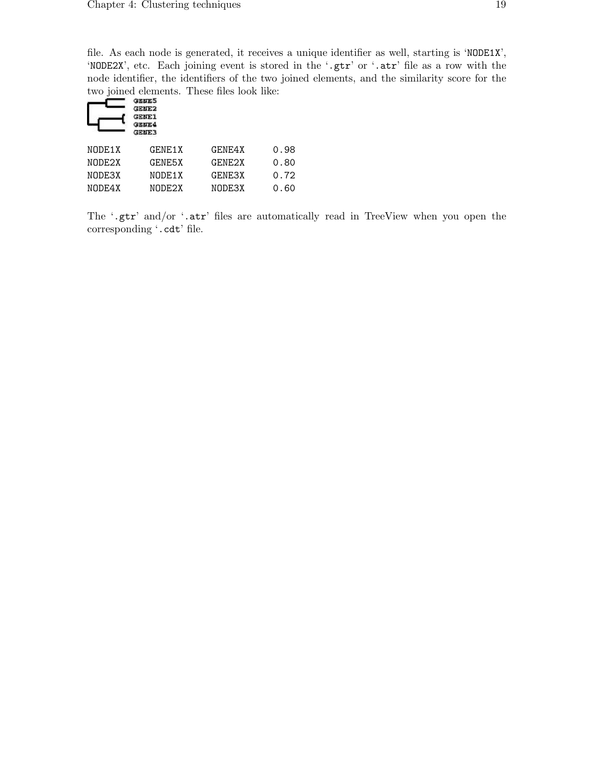file. As each node is generated, it receives a unique identifier as well, starting is 'NODE1X', 'NODE2X', etc. Each joining event is stored in the '.gtr' or '.atr' file as a row with the node identifier, the identifiers of the two joined elements, and the similarity score for the two joined elements. These files look like:

```
NODE1X     GENE1X     GENE4X     0.98
NODE2X     GENE5X     GENE2X     0.80
NODE3X     NODE1X     GENE3X     0.72
NODE4X     NODE2X     NODE3X     0.60
```

The '.gtr' and/or '.atr' files are automatically read in TreeView when you open the corresponding '.cdt' file.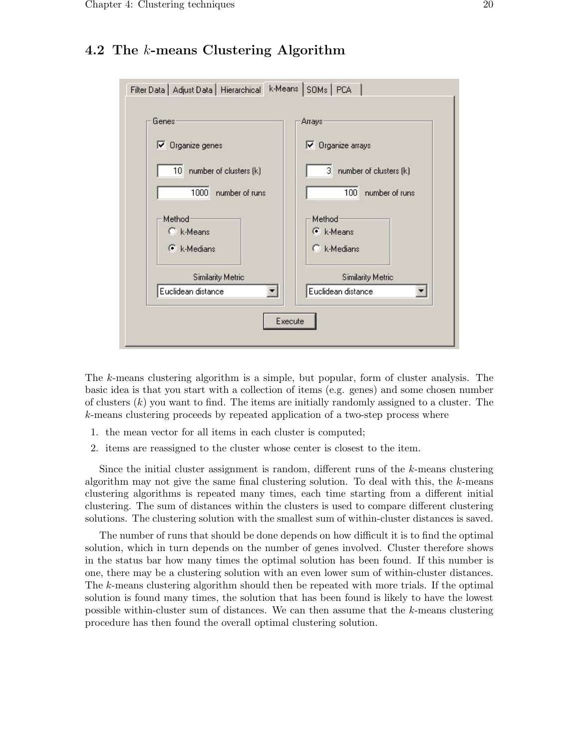## 4.2 The $k$-means Clustering Algorithm

The $k$-means clustering algorithm is a simple, but popular, form of cluster analysis. The basic idea is that you start with a collection of items (e.g. genes) and some chosen number of clusters ($k$) you want to find. The items are initially randomly assigned to a cluster. The $k$-means clustering proceeds by repeated application of a two-step process where

1. the mean vector for all items in each cluster is computed;
2. items are reassigned to the cluster whose center is closest to the item.

Since the initial cluster assignment is random, different runs of the $k$-means clustering algorithm may not give the same final clustering solution. To deal with this, the $k$-means clustering algorithms is repeated many times, each time starting from a different initial clustering. The sum of distances within the clusters is used to compare different clustering solutions. The clustering solution with the smallest sum of within-cluster distances is saved.

The number of runs that should be done depends on how difficult it is to find the optimal solution, which in turn depends on the number of genes involved. Cluster therefore shows in the status bar how many times the optimal solution has been found. If this number is one, there may be a clustering solution with an even lower sum of within-cluster distances. The $k$-means clustering algorithm should then be repeated with more trials. If the optimal solution is found many times, the solution that has been found is likely to have the lowest possible within-cluster sum of distances. We can then assume that the $k$-means clustering procedure has then found the overall optimal clustering solution.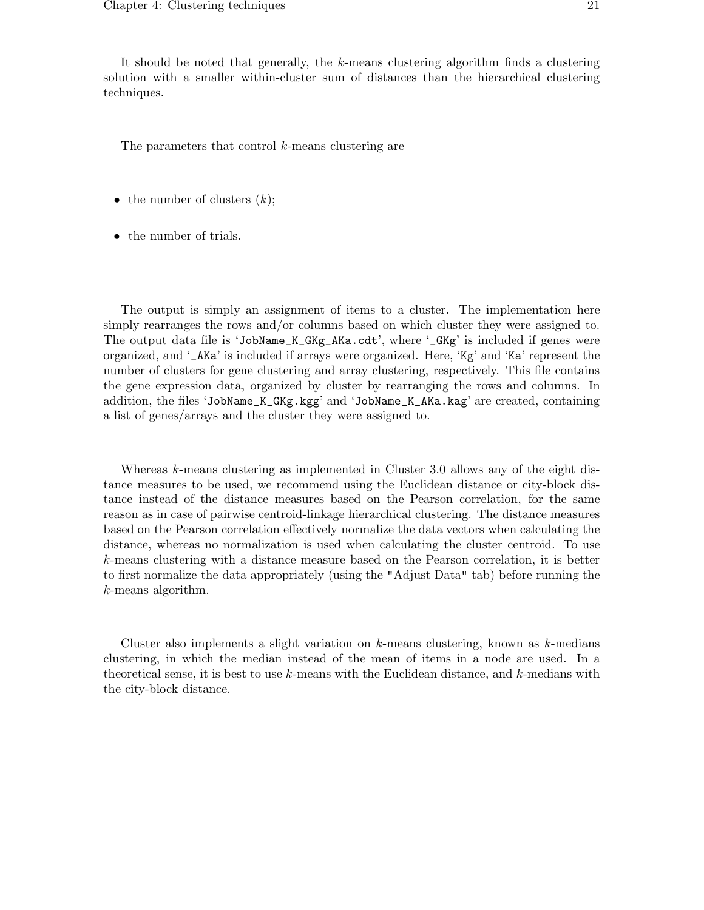It should be noted that generally, the *k*-means clustering algorithm finds a clustering solution with a smaller within-cluster sum of distances than the hierarchical clustering techniques.

The parameters that control *k*-means clustering are

- the number of clusters (*k*);
- the number of trials.

The output is simply an assignment of items to a cluster. The implementation here simply rearranges the rows and/or columns based on which cluster they were assigned to. The output data file is 'JobName_K_GKg_AKa.cdt', where '_GKg' is included if genes were organized, and '_AKa' is included if arrays were organized. Here, 'Kg' and 'Ka' represent the number of clusters for gene clustering and array clustering, respectively. This file contains the gene expression data, organized by cluster by rearranging the rows and columns. In addition, the files 'JobName_K_GKg.kgg' and 'JobName_K_AKa.kag' are created, containing a list of genes/arrays and the cluster they were assigned to.

Whereas *k*-means clustering as implemented in Cluster 3.0 allows any of the eight distance measures to be used, we recommend using the Euclidean distance or city-block distance instead of the distance measures based on the Pearson correlation, for the same reason as in case of pairwise centroid-linkage hierarchical clustering. The distance measures based on the Pearson correlation effectively normalize the data vectors when calculating the distance, whereas no normalization is used when calculating the cluster centroid. To use *k*-means clustering with a distance measure based on the Pearson correlation, it is better to first normalize the data appropriately (using the "Adjust Data" tab) before running the *k*-means algorithm.

Cluster also implements a slight variation on *k*-means clustering, known as *k*-medians clustering, in which the median instead of the mean of items in a node are used. In a theoretical sense, it is best to use *k*-means with the Euclidean distance, and *k*-medians with the city-block distance.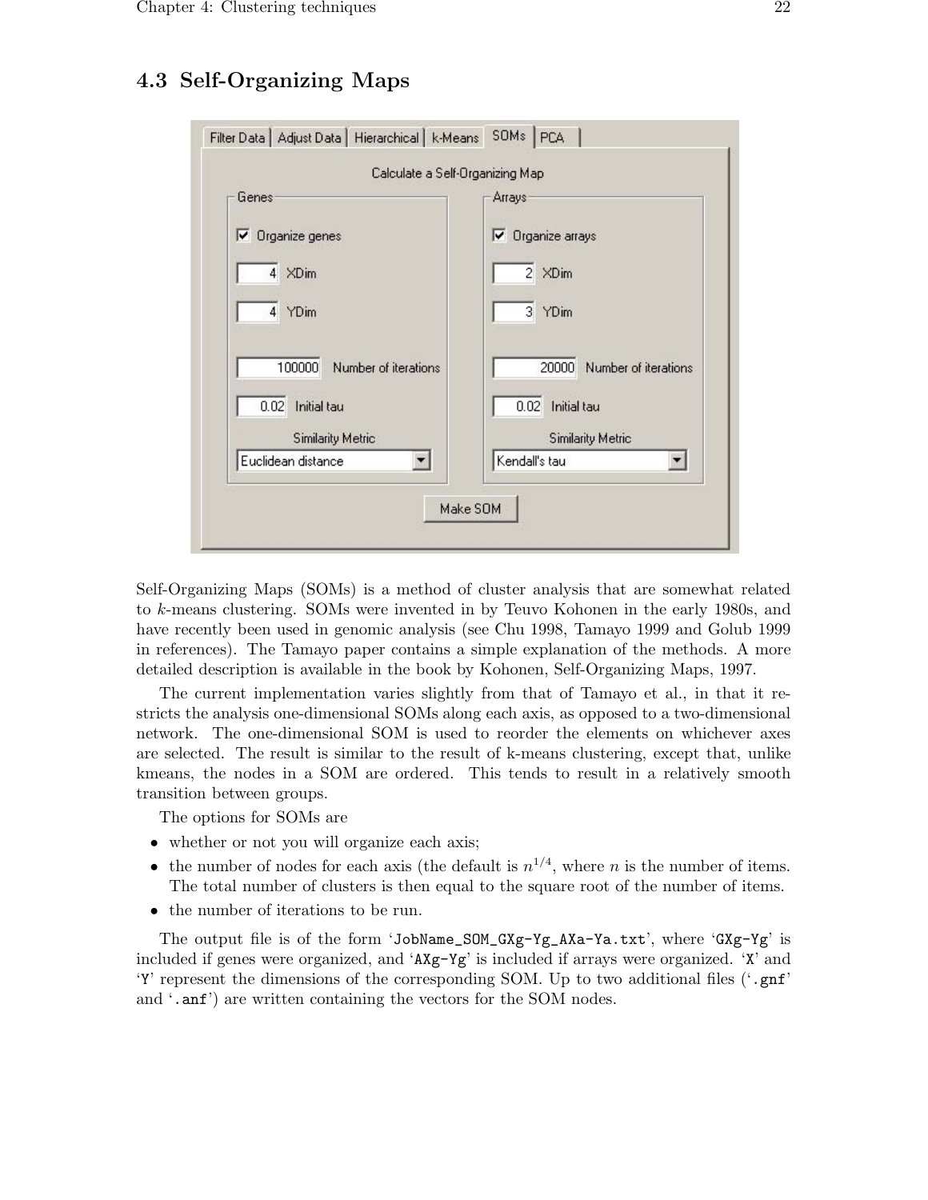## 4.3 Self-Organizing Maps

Self-Organizing Maps (SOMs) is a method of cluster analysis that are somewhat related to *k*-means clustering. SOMs were invented in by Teuvo Kohonen in the early 1980s, and have recently been used in genomic analysis (see Chu 1998, Tamayo 1999 and Golub 1999 in references). The Tamayo paper contains a simple explanation of the methods. A more detailed description is available in the book by Kohonen, Self-Organizing Maps, 1997.

The current implementation varies slightly from that of Tamayo et al., in that it restricts the analysis one-dimensional SOMs along each axis, as opposed to a two-dimensional network. The one-dimensional SOM is used to reorder the elements on whichever axes are selected. The result is similar to the result of k-means clustering, except that, unlike kmeans, the nodes in a SOM are ordered. This tends to result in a relatively smooth transition between groups.

The options for SOMs are

- whether or not you will organize each axis;
- the number of nodes for each axis (the default is $n^{1/4}$, where $n$ is the number of items. The total number of clusters is then equal to the square root of the number of items.
- the number of iterations to be run.

The output file is of the form '`JobName_SOM_GXg-Yg_AXa-Ya.txt`', where '`GXg-Yg`' is included if genes were organized, and '`AXg-Yg`' is included if arrays were organized. '`X`' and '`Y`' represent the dimensions of the corresponding SOM. Up to two additional files ('`.gnf`' and '`.anf`') are written containing the vectors for the SOM nodes.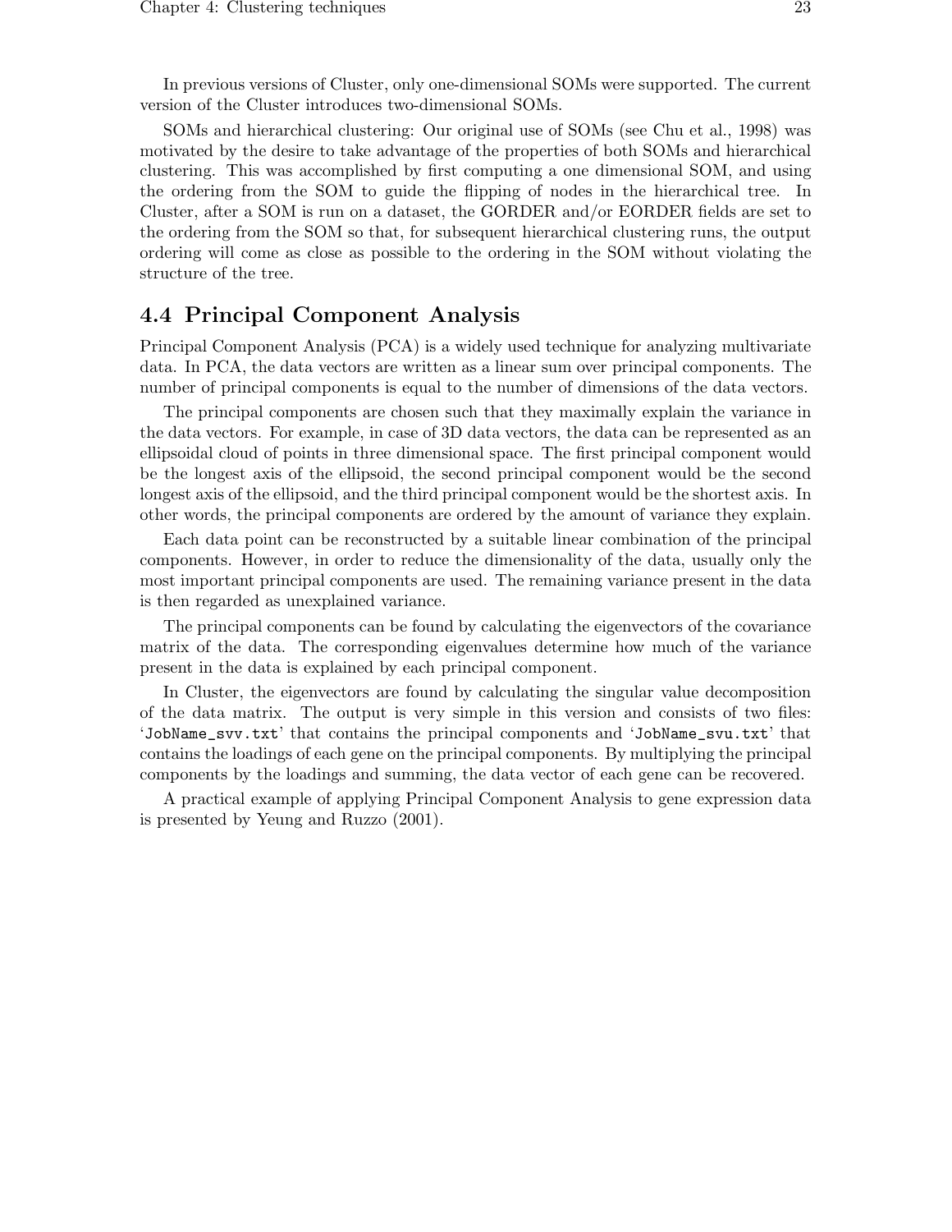In previous versions of Cluster, only one-dimensional SOMs were supported. The current version of the Cluster introduces two-dimensional SOMs.

SOMs and hierarchical clustering: Our original use of SOMs (see Chu et al., 1998) was motivated by the desire to take advantage of the properties of both SOMs and hierarchical clustering. This was accomplished by first computing a one dimensional SOM, and using the ordering from the SOM to guide the flipping of nodes in the hierarchical tree. In Cluster, after a SOM is run on a dataset, the GORDER and/or EORDER fields are set to the ordering from the SOM so that, for subsequent hierarchical clustering runs, the output ordering will come as close as possible to the ordering in the SOM without violating the structure of the tree.

## 4.4 Principal Component Analysis

Principal Component Analysis (PCA) is a widely used technique for analyzing multivariate data. In PCA, the data vectors are written as a linear sum over principal components. The number of principal components is equal to the number of dimensions of the data vectors.

The principal components are chosen such that they maximally explain the variance in the data vectors. For example, in case of 3D data vectors, the data can be represented as an ellipsoidal cloud of points in three dimensional space. The first principal component would be the longest axis of the ellipsoid, the second principal component would be the second longest axis of the ellipsoid, and the third principal component would be the shortest axis. In other words, the principal components are ordered by the amount of variance they explain.

Each data point can be reconstructed by a suitable linear combination of the principal components. However, in order to reduce the dimensionality of the data, usually only the most important principal components are used. The remaining variance present in the data is then regarded as unexplained variance.

The principal components can be found by calculating the eigenvectors of the covariance matrix of the data. The corresponding eigenvalues determine how much of the variance present in the data is explained by each principal component.

In Cluster, the eigenvectors are found by calculating the singular value decomposition of the data matrix. The output is very simple in this version and consists of two files: '`JobName_svv.txt`' that contains the principal components and '`JobName_svu.txt`' that contains the loadings of each gene on the principal components. By multiplying the principal components by the loadings and summing, the data vector of each gene can be recovered.

A practical example of applying Principal Component Analysis to gene expression data is presented by Yeung and Ruzzo (2001).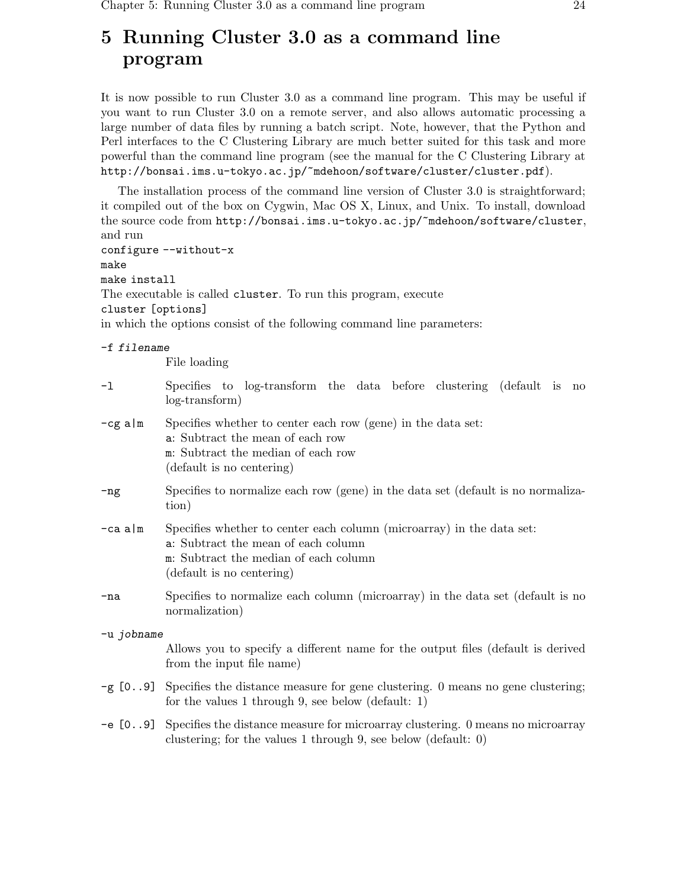# 5 Running Cluster 3.0 as a command line program

It is now possible to run Cluster 3.0 as a command line program. This may be useful if you want to run Cluster 3.0 on a remote server, and also allows automatic processing a large number of data files by running a batch script. Note, however, that the Python and Perl interfaces to the C Clustering Library are much better suited for this task and more powerful than the command line program (see the manual for the C Clustering Library at `http://bonsai.ims.u-tokyo.ac.jp/~mdehoon/software/cluster/cluster.pdf`).

The installation process of the command line version of Cluster 3.0 is straightforward; it compiled out of the box on Cygwin, Mac OS X, Linux, and Unix. To install, download the source code from `http://bonsai.ims.u-tokyo.ac.jp/~mdehoon/software/cluster`, and run

```
configure --without-x
make
make install
```

The executable is called `cluster`. To run this program, execute

```
cluster [options]
```

in which the options consist of the following command line parameters:

`-f` *filename*
: File loading

`-l`
: Specifies to log-transform the data before clustering (default is no log-transform)

`-cg a|m`
: Specifies whether to center each row (gene) in the data set:
  `a`: Subtract the mean of each row
  `m`: Subtract the median of each row
  (default is no centering)

`-ng`
: Specifies to normalize each row (gene) in the data set (default is no normalization)

`-ca a|m`
: Specifies whether to center each column (microarray) in the data set:
  `a`: Subtract the mean of each column
  `m`: Subtract the median of each column
  (default is no centering)

`-na`
: Specifies to normalize each column (microarray) in the data set (default is no normalization)

`-u` *jobname*
: Allows you to specify a different name for the output files (default is derived from the input file name)

`-g [0..9]`
: Specifies the distance measure for gene clustering. 0 means no gene clustering; for the values 1 through 9, see below (default: 1)

`-e [0..9]`
: Specifies the distance measure for microarray clustering. 0 means no microarray clustering; for the values 1 through 9, see below (default: 0)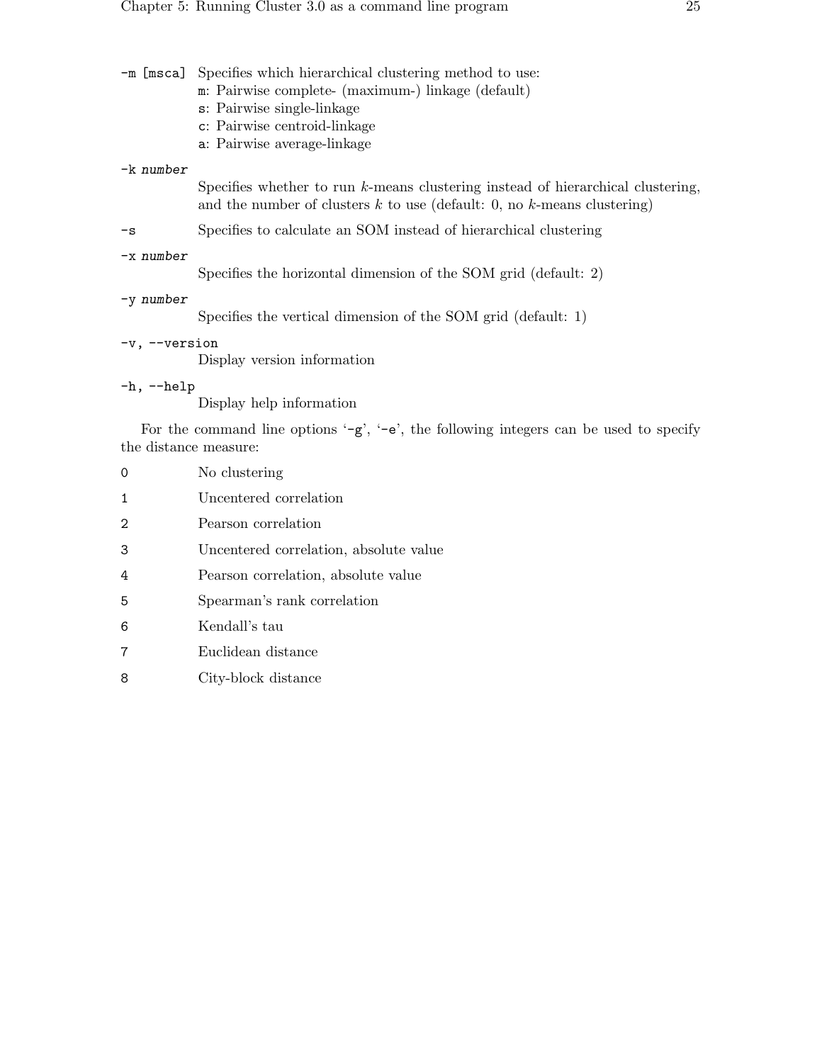`-m [msca]` Specifies which hierarchical clustering method to use:
- `m`: Pairwise complete- (maximum-) linkage (default)
- `s`: Pairwise single-linkage
- `c`: Pairwise centroid-linkage
- `a`: Pairwise average-linkage

`-k` *number*
: Specifies whether to run $k$-means clustering instead of hierarchical clustering, and the number of clusters $k$ to use (default: 0, no $k$-means clustering)

`-s` Specifies to calculate an SOM instead of hierarchical clustering

`-x` *number*
: Specifies the horizontal dimension of the SOM grid (default: 2)

`-y` *number*
: Specifies the vertical dimension of the SOM grid (default: 1)

`-v, --version`
: Display version information

`-h, --help`
: Display help information

For the command line options '`-g`', '`-e`', the following integers can be used to specify the distance measure:

`0` No clustering

`1` Uncentered correlation

`2` Pearson correlation

`3` Uncentered correlation, absolute value

`4` Pearson correlation, absolute value

`5` Spearman's rank correlation

`6` Kendall's tau

`7` Euclidean distance

`8` City-block distance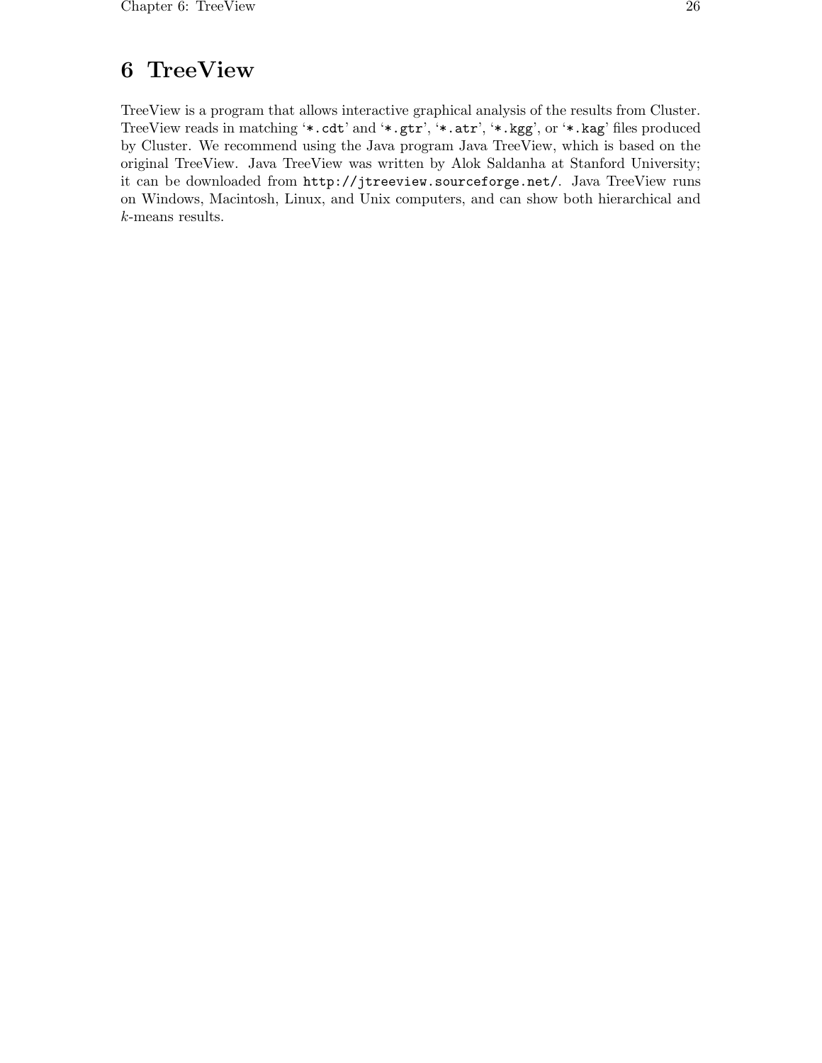# 6 TreeView

TreeView is a program that allows interactive graphical analysis of the results from Cluster. TreeView reads in matching '`*.cdt`' and '`*.gtr`', '`*.atr`', '`*.kgg`', or '`*.kag`' files produced by Cluster. We recommend using the Java program Java TreeView, which is based on the original TreeView. Java TreeView was written by Alok Saldanha at Stanford University; it can be downloaded from `http://jtreeview.sourceforge.net/`. Java TreeView runs on Windows, Macintosh, Linux, and Unix computers, and can show both hierarchical and $k$-means results.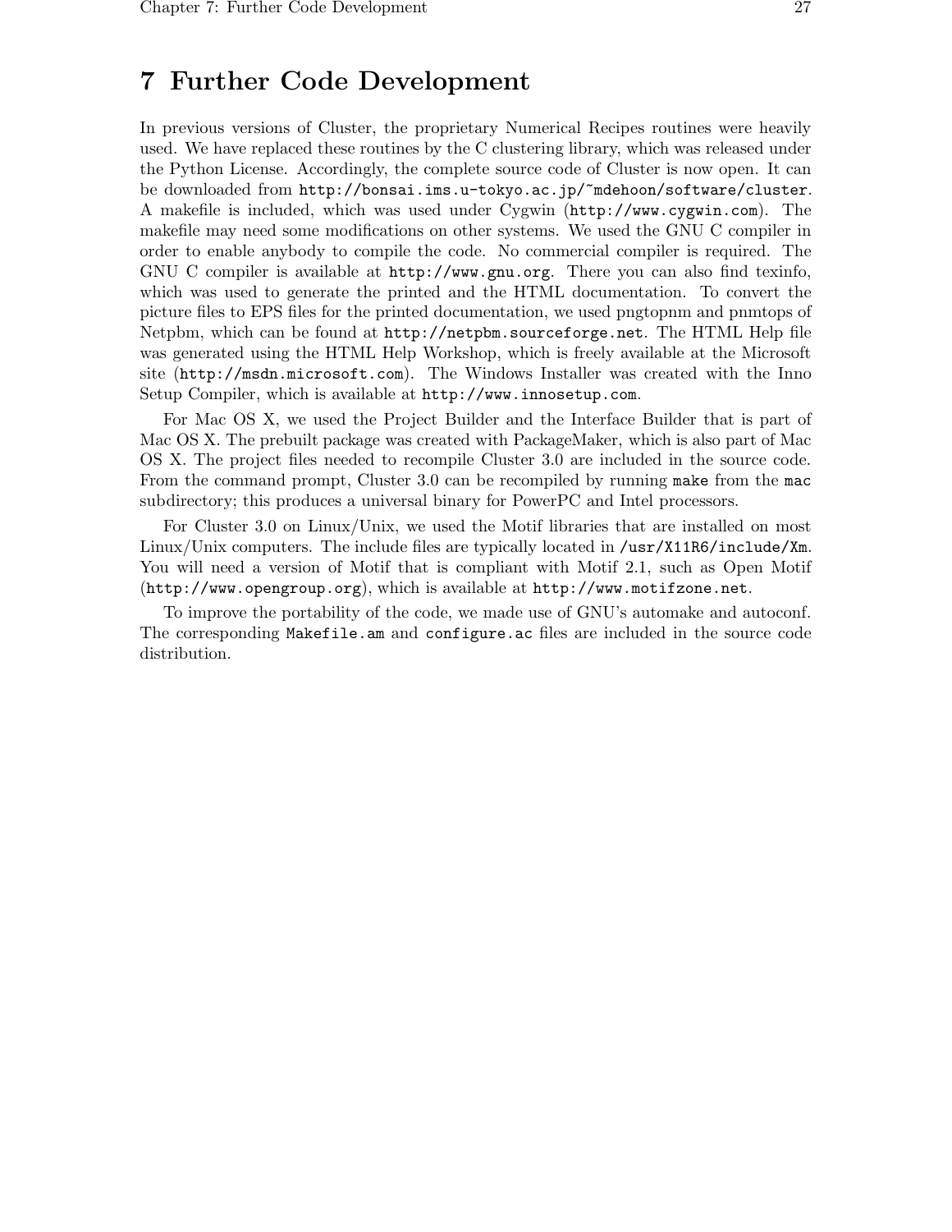# 7 Further Code Development

In previous versions of Cluster, the proprietary Numerical Recipes routines were heavily used. We have replaced these routines by the C clustering library, which was released under the Python License. Accordingly, the complete source code of Cluster is now open. It can be downloaded from `http://bonsai.ims.u-tokyo.ac.jp/~mdehoon/software/cluster`. A makefile is included, which was used under Cygwin (`http://www.cygwin.com`). The makefile may need some modifications on other systems. We used the GNU C compiler in order to enable anybody to compile the code. No commercial compiler is required. The GNU C compiler is available at `http://www.gnu.org`. There you can also find texinfo, which was used to generate the printed and the HTML documentation. To convert the picture files to EPS files for the printed documentation, we used pngtopnm and pnmtops of Netpbm, which can be found at `http://netpbm.sourceforge.net`. The HTML Help file was generated using the HTML Help Workshop, which is freely available at the Microsoft site (`http://msdn.microsoft.com`). The Windows Installer was created with the Inno Setup Compiler, which is available at `http://www.innosetup.com`.

For Mac OS X, we used the Project Builder and the Interface Builder that is part of Mac OS X. The prebuilt package was created with PackageMaker, which is also part of Mac OS X. The project files needed to recompile Cluster 3.0 are included in the source code. From the command prompt, Cluster 3.0 can be recompiled by running `make` from the `mac` subdirectory; this produces a universal binary for PowerPC and Intel processors.

For Cluster 3.0 on Linux/Unix, we used the Motif libraries that are installed on most Linux/Unix computers. The include files are typically located in `/usr/X11R6/include/Xm`. You will need a version of Motif that is compliant with Motif 2.1, such as Open Motif (`http://www.opengroup.org`), which is available at `http://www.motifzone.net`.

To improve the portability of the code, we made use of GNU's automake and autoconf. The corresponding `Makefile.am` and `configure.ac` files are included in the source code distribution.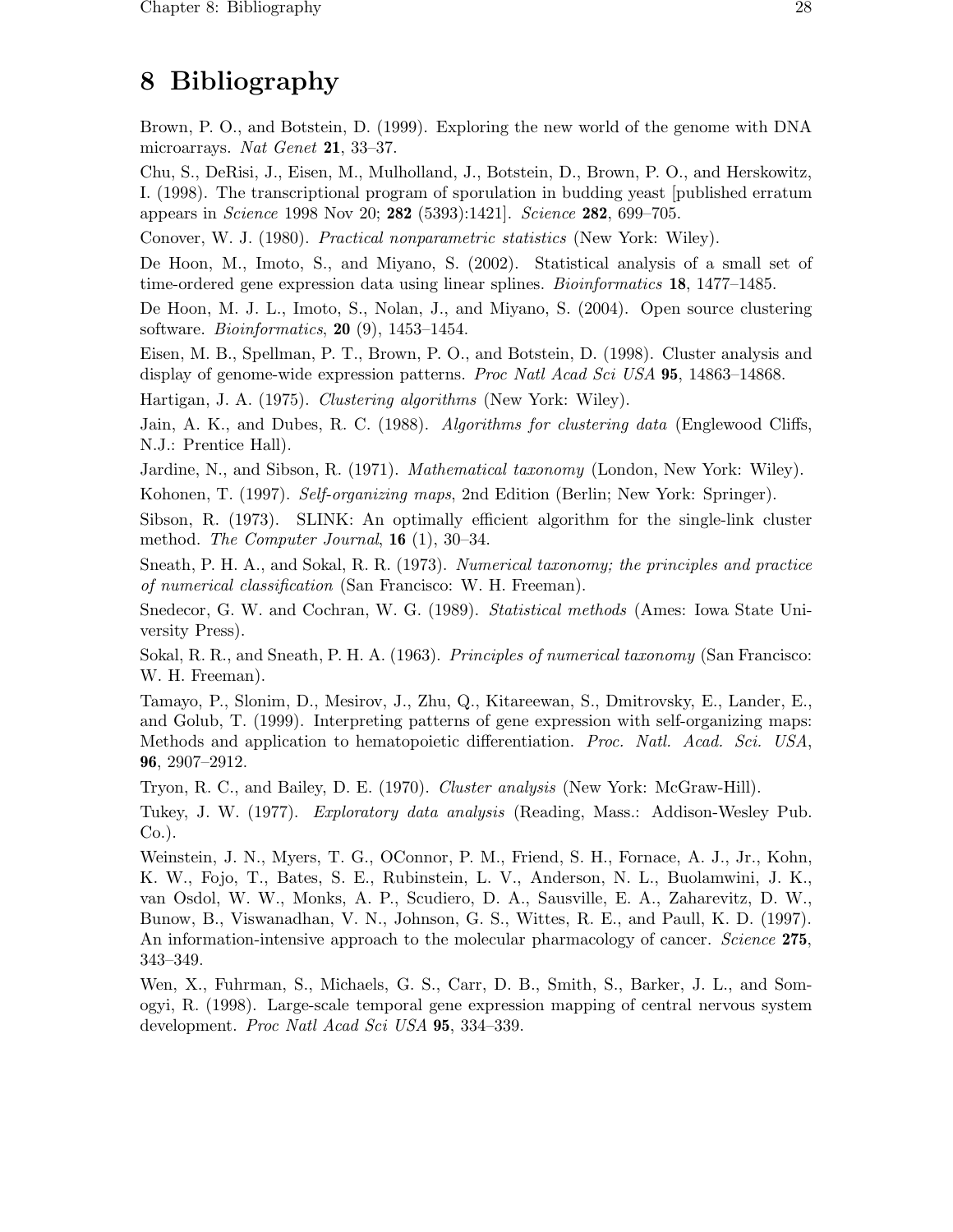# 8 Bibliography

Brown, P. O., and Botstein, D. (1999). Exploring the new world of the genome with DNA microarrays. *Nat Genet* **21**, 33–37.

Chu, S., DeRisi, J., Eisen, M., Mulholland, J., Botstein, D., Brown, P. O., and Herskowitz, I. (1998). The transcriptional program of sporulation in budding yeast [published erratum appears in *Science* 1998 Nov 20; **282** (5393):1421]. *Science* **282**, 699–705.

Conover, W. J. (1980). *Practical nonparametric statistics* (New York: Wiley).

De Hoon, M., Imoto, S., and Miyano, S. (2002). Statistical analysis of a small set of time-ordered gene expression data using linear splines. *Bioinformatics* **18**, 1477–1485.

De Hoon, M. J. L., Imoto, S., Nolan, J., and Miyano, S. (2004). Open source clustering software. *Bioinformatics*, **20** (9), 1453–1454.

Eisen, M. B., Spellman, P. T., Brown, P. O., and Botstein, D. (1998). Cluster analysis and display of genome-wide expression patterns. *Proc Natl Acad Sci USA* **95**, 14863–14868.

Hartigan, J. A. (1975). *Clustering algorithms* (New York: Wiley).

Jain, A. K., and Dubes, R. C. (1988). *Algorithms for clustering data* (Englewood Cliffs, N.J.: Prentice Hall).

Jardine, N., and Sibson, R. (1971). *Mathematical taxonomy* (London, New York: Wiley).

Kohonen, T. (1997). *Self-organizing maps*, 2nd Edition (Berlin; New York: Springer).

Sibson, R. (1973). SLINK: An optimally efficient algorithm for the single-link cluster method. *The Computer Journal*, **16** (1), 30–34.

Sneath, P. H. A., and Sokal, R. R. (1973). *Numerical taxonomy; the principles and practice of numerical classification* (San Francisco: W. H. Freeman).

Snedecor, G. W. and Cochran, W. G. (1989). *Statistical methods* (Ames: Iowa State University Press).

Sokal, R. R., and Sneath, P. H. A. (1963). *Principles of numerical taxonomy* (San Francisco: W. H. Freeman).

Tamayo, P., Slonim, D., Mesirov, J., Zhu, Q., Kitareewan, S., Dmitrovsky, E., Lander, E., and Golub, T. (1999). Interpreting patterns of gene expression with self-organizing maps: Methods and application to hematopoietic differentiation. *Proc. Natl. Acad. Sci. USA*, **96**, 2907–2912.

Tryon, R. C., and Bailey, D. E. (1970). *Cluster analysis* (New York: McGraw-Hill).

Tukey, J. W. (1977). *Exploratory data analysis* (Reading, Mass.: Addison-Wesley Pub. Co.).

Weinstein, J. N., Myers, T. G., OConnor, P. M., Friend, S. H., Fornace, A. J., Jr., Kohn, K. W., Fojo, T., Bates, S. E., Rubinstein, L. V., Anderson, N. L., Buolamwini, J. K., van Osdol, W. W., Monks, A. P., Scudiero, D. A., Sausville, E. A., Zaharevitz, D. W., Bunow, B., Viswanadhan, V. N., Johnson, G. S., Wittes, R. E., and Paull, K. D. (1997). An information-intensive approach to the molecular pharmacology of cancer. *Science* **275**, 343–349.

Wen, X., Fuhrman, S., Michaels, G. S., Carr, D. B., Smith, S., Barker, J. L., and Somogyi, R. (1998). Large-scale temporal gene expression mapping of central nervous system development. *Proc Natl Acad Sci USA* **95**, 334–339.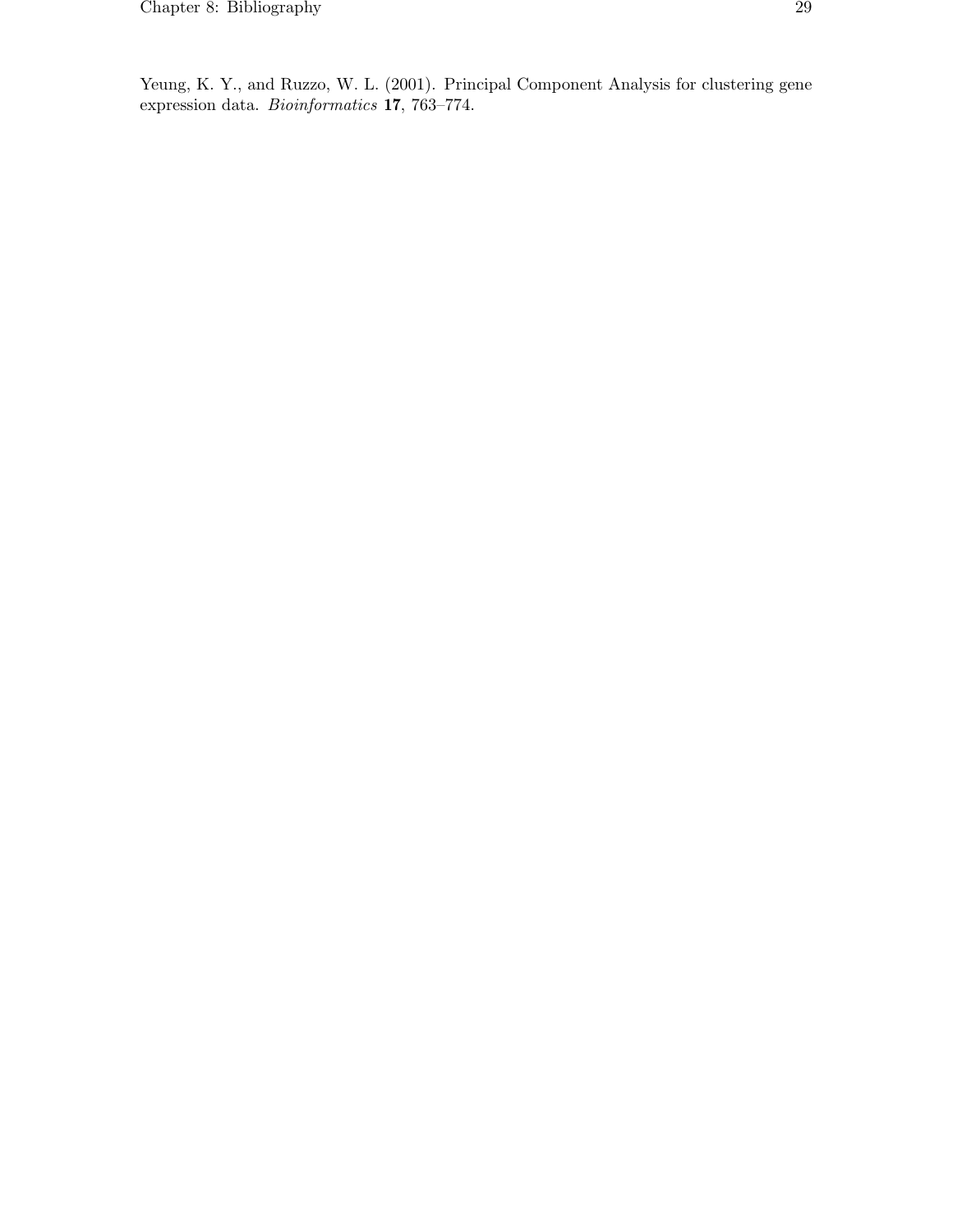Yeung, K. Y., and Ruzzo, W. L. (2001). Principal Component Analysis for clustering gene expression data. *Bioinformatics* **17**, 763–774.